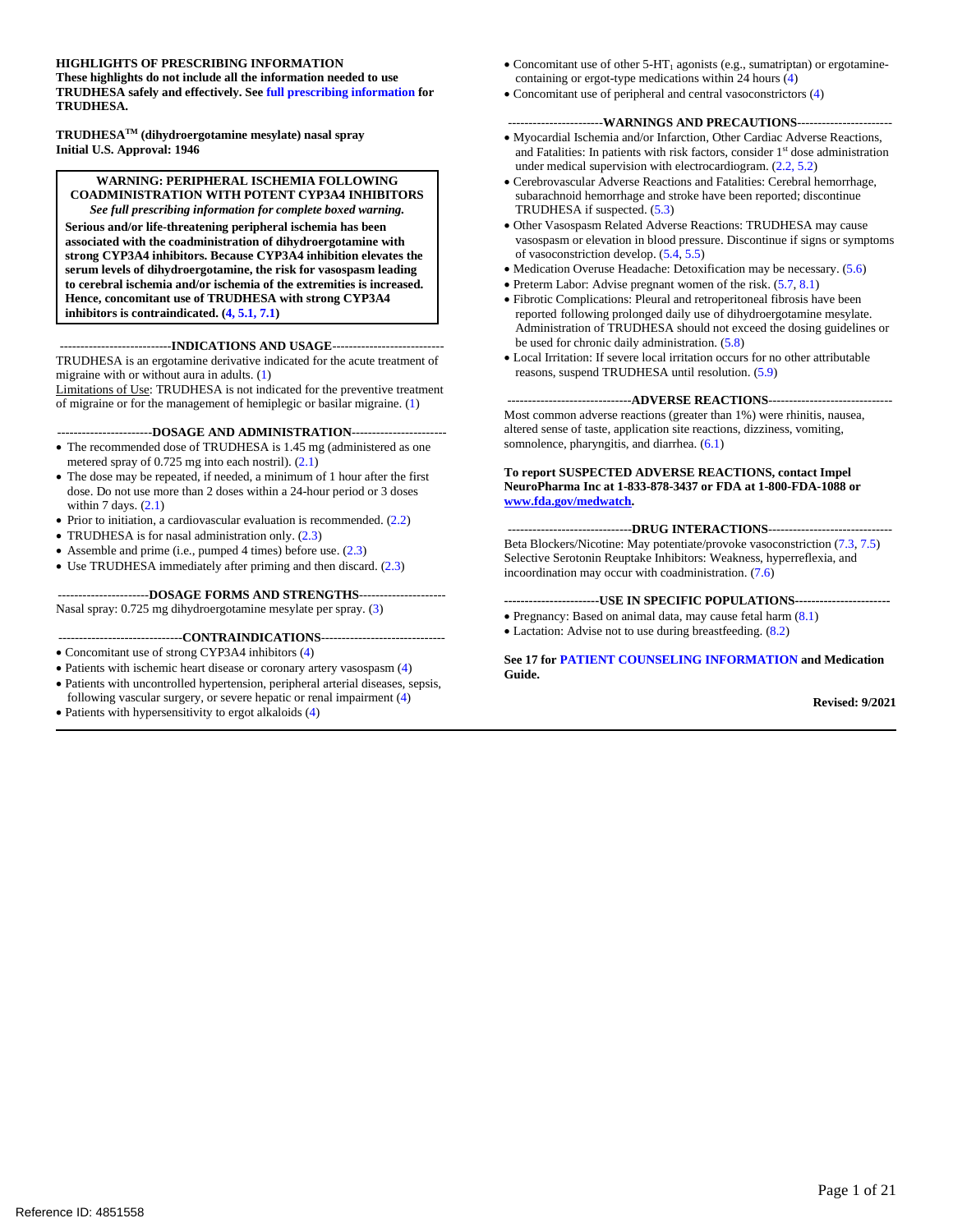**HIGHLIGHTS OF PRESCRIBING INFORMATION**
**These highlights do not include all the information needed to use TRUDHESA safely and effectively. See full prescribing information for TRUDHESA.**

**TRUDHESA™ (dihydroergotamine mesylate) nasal spray**
**Initial U.S. Approval: 1946**

> **WARNING: PERIPHERAL ISCHEMIA FOLLOWING COADMINISTRATION WITH POTENT CYP3A4 INHIBITORS**
> ***See full prescribing information for complete boxed warning.***
> **Serious and/or life-threatening peripheral ischemia has been associated with the coadministration of dihydroergotamine with strong CYP3A4 inhibitors. Because CYP3A4 inhibition elevates the serum levels of dihydroergotamine, the risk for vasospasm leading to cerebral ischemia and/or ischemia of the extremities is increased. Hence, concomitant use of TRUDHESA with strong CYP3A4 inhibitors is contraindicated. (4, 5.1, 7.1)**

## INDICATIONS AND USAGE

TRUDHESA is an ergotamine derivative indicated for the acute treatment of migraine with or without aura in adults. (1)

Limitations of Use: TRUDHESA is not indicated for the preventive treatment of migraine or for the management of hemiplegic or basilar migraine. (1)

## DOSAGE AND ADMINISTRATION

- The recommended dose of TRUDHESA is 1.45 mg (administered as one metered spray of 0.725 mg into each nostril). (2.1)
- The dose may be repeated, if needed, a minimum of 1 hour after the first dose. Do not use more than 2 doses within a 24-hour period or 3 doses within 7 days. (2.1)
- Prior to initiation, a cardiovascular evaluation is recommended. (2.2)
- TRUDHESA is for nasal administration only. (2.3)
- Assemble and prime (i.e., pumped 4 times) before use. (2.3)
- Use TRUDHESA immediately after priming and then discard. (2.3)

## DOSAGE FORMS AND STRENGTHS

Nasal spray: 0.725 mg dihydroergotamine mesylate per spray. (3)

## CONTRAINDICATIONS

- Concomitant use of strong CYP3A4 inhibitors (4)
- Patients with ischemic heart disease or coronary artery vasospasm (4)
- Patients with uncontrolled hypertension, peripheral arterial diseases, sepsis, following vascular surgery, or severe hepatic or renal impairment (4)
- Patients with hypersensitivity to ergot alkaloids (4)
- Concomitant use of other 5-$HT_1$ agonists (e.g., sumatriptan) or ergotamine-containing or ergot-type medications within 24 hours (4)
- Concomitant use of peripheral and central vasoconstrictors (4)

## WARNINGS AND PRECAUTIONS

- Myocardial Ischemia and/or Infarction, Other Cardiac Adverse Reactions, and Fatalities: In patients with risk factors, consider 1st dose administration under medical supervision with electrocardiogram. (2.2, 5.2)
- Cerebrovascular Adverse Reactions and Fatalities: Cerebral hemorrhage, subarachnoid hemorrhage and stroke have been reported; discontinue TRUDHESA if suspected. (5.3)
- Other Vasospasm Related Adverse Reactions: TRUDHESA may cause vasospasm or elevation in blood pressure. Discontinue if signs or symptoms of vasoconstriction develop. (5.4, 5.5)
- Medication Overuse Headache: Detoxification may be necessary. (5.6)
- Preterm Labor: Advise pregnant women of the risk. (5.7, 8.1)
- Fibrotic Complications: Pleural and retroperitoneal fibrosis have been reported following prolonged daily use of dihydroergotamine mesylate. Administration of TRUDHESA should not exceed the dosing guidelines or be used for chronic daily administration. (5.8)
- Local Irritation: If severe local irritation occurs for no other attributable reasons, suspend TRUDHESA until resolution. (5.9)

## ADVERSE REACTIONS

Most common adverse reactions (greater than 1%) were rhinitis, nausea, altered sense of taste, application site reactions, dizziness, vomiting, somnolence, pharyngitis, and diarrhea. (6.1)

**To report SUSPECTED ADVERSE REACTIONS, contact Impel NeuroPharma Inc at 1-833-878-3437 or FDA at 1-800-FDA-1088 or www.fda.gov/medwatch.**

## DRUG INTERACTIONS

Beta Blockers/Nicotine: May potentiate/provoke vasoconstriction (7.3, 7.5)
Selective Serotonin Reuptake Inhibitors: Weakness, hyperreflexia, and incoordination may occur with coadministration. (7.6)

## USE IN SPECIFIC POPULATIONS

- Pregnancy: Based on animal data, may cause fetal harm (8.1)
- Lactation: Advise not to use during breastfeeding. (8.2)

**See 17 for PATIENT COUNSELING INFORMATION and Medication Guide.**

**Revised: 9/2021**

Reference ID: 4851558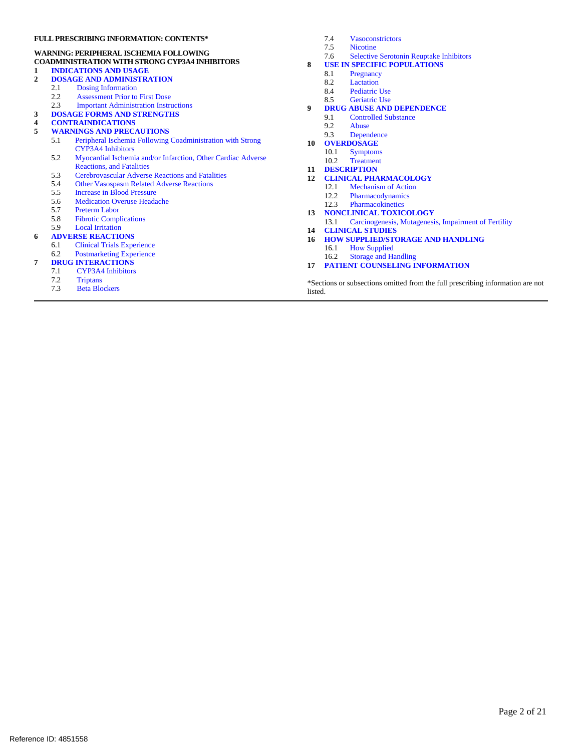**FULL PRESCRIBING INFORMATION: CONTENTS***

**WARNING: PERIPHERAL ISCHEMIA FOLLOWING COADMINISTRATION WITH STRONG CYP3A4 INHIBITORS**

**1 INDICATIONS AND USAGE**

**2 DOSAGE AND ADMINISTRATION**
- 2.1 Dosing Information
- 2.2 Assessment Prior to First Dose
- 2.3 Important Administration Instructions

**3 DOSAGE FORMS AND STRENGTHS**

**4 CONTRAINDICATIONS**

**5 WARNINGS AND PRECAUTIONS**
- 5.1 Peripheral Ischemia Following Coadministration with Strong CYP3A4 Inhibitors
- 5.2 Myocardial Ischemia and/or Infarction, Other Cardiac Adverse Reactions, and Fatalities
- 5.3 Cerebrovascular Adverse Reactions and Fatalities
- 5.4 Other Vasospasm Related Adverse Reactions
- 5.5 Increase in Blood Pressure
- 5.6 Medication Overuse Headache
- 5.7 Preterm Labor
- 5.8 Fibrotic Complications
- 5.9 Local Irritation

**6 ADVERSE REACTIONS**
- 6.1 Clinical Trials Experience
- 6.2 Postmarketing Experience

**7 DRUG INTERACTIONS**
- 7.1 CYP3A4 Inhibitors
- 7.2 Triptans
- 7.3 Beta Blockers
- 7.4 Vasoconstrictors
- 7.5 Nicotine
- 7.6 Selective Serotonin Reuptake Inhibitors

**8 USE IN SPECIFIC POPULATIONS**
- 8.1 Pregnancy
- 8.2 Lactation
- 8.4 Pediatric Use
- 8.5 Geriatric Use

**9 DRUG ABUSE AND DEPENDENCE**
- 9.1 Controlled Substance
- 9.2 Abuse
- 9.3 Dependence

**10 OVERDOSAGE**
- 10.1 Symptoms
- 10.2 Treatment

**11 DESCRIPTION**

**12 CLINICAL PHARMACOLOGY**
- 12.1 Mechanism of Action
- 12.2 Pharmacodynamics
- 12.3 Pharmacokinetics

**13 NONCLINICAL TOXICOLOGY**
- 13.1 Carcinogenesis, Mutagenesis, Impairment of Fertility

**14 CLINICAL STUDIES**

**16 HOW SUPPLIED/STORAGE AND HANDLING**
- 16.1 How Supplied
- 16.2 Storage and Handling

**17 PATIENT COUNSELING INFORMATION**

*Sections or subsections omitted from the full prescribing information are not listed.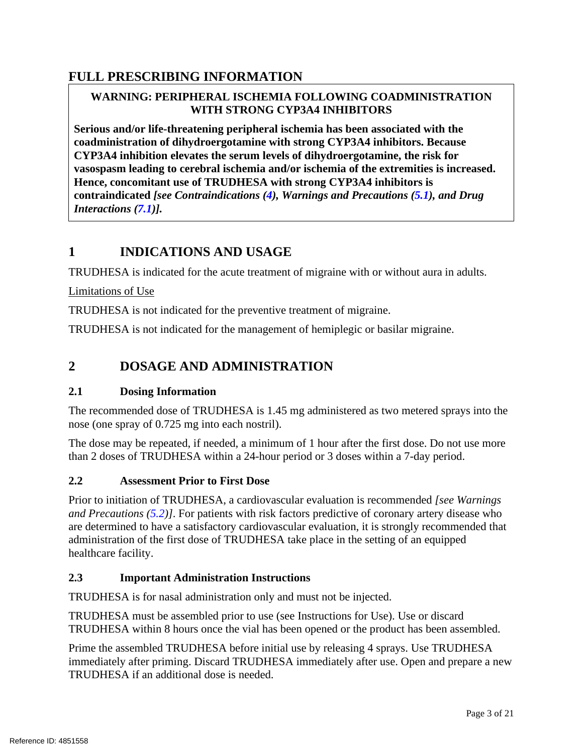# FULL PRESCRIBING INFORMATION

**WARNING: PERIPHERAL ISCHEMIA FOLLOWING COADMINISTRATION WITH STRONG CYP3A4 INHIBITORS**

**Serious and/or life-threatening peripheral ischemia has been associated with the coadministration of dihydroergotamine with strong CYP3A4 inhibitors. Because CYP3A4 inhibition elevates the serum levels of dihydroergotamine, the risk for vasospasm leading to cerebral ischemia and/or ischemia of the extremities is increased. Hence, concomitant use of TRUDHESA with strong CYP3A4 inhibitors is contraindicated** ***[see Contraindications (4), Warnings and Precautions (5.1), and Drug Interactions (7.1)].***

## 1 INDICATIONS AND USAGE

TRUDHESA is indicated for the acute treatment of migraine with or without aura in adults.

Limitations of Use

TRUDHESA is not indicated for the preventive treatment of migraine.

TRUDHESA is not indicated for the management of hemiplegic or basilar migraine.

## 2 DOSAGE AND ADMINISTRATION

### 2.1 Dosing Information

The recommended dose of TRUDHESA is 1.45 mg administered as two metered sprays into the nose (one spray of 0.725 mg into each nostril).

The dose may be repeated, if needed, a minimum of 1 hour after the first dose. Do not use more than 2 doses of TRUDHESA within a 24-hour period or 3 doses within a 7-day period.

### 2.2 Assessment Prior to First Dose

Prior to initiation of TRUDHESA, a cardiovascular evaluation is recommended *[see Warnings and Precautions (5.2)]*. For patients with risk factors predictive of coronary artery disease who are determined to have a satisfactory cardiovascular evaluation, it is strongly recommended that administration of the first dose of TRUDHESA take place in the setting of an equipped healthcare facility.

### 2.3 Important Administration Instructions

TRUDHESA is for nasal administration only and must not be injected.

TRUDHESA must be assembled prior to use (see Instructions for Use). Use or discard TRUDHESA within 8 hours once the vial has been opened or the product has been assembled.

Prime the assembled TRUDHESA before initial use by releasing 4 sprays. Use TRUDHESA immediately after priming. Discard TRUDHESA immediately after use. Open and prepare a new TRUDHESA if an additional dose is needed.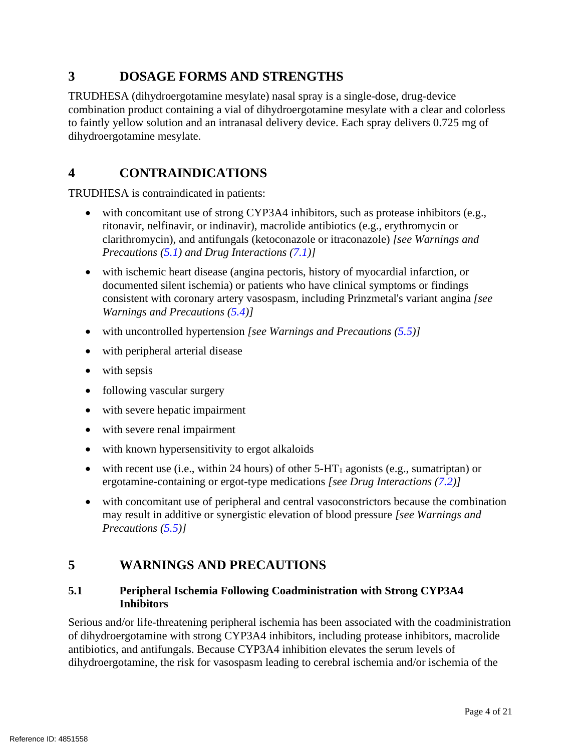## 3 DOSAGE FORMS AND STRENGTHS

TRUDHESA (dihydroergotamine mesylate) nasal spray is a single-dose, drug-device combination product containing a vial of dihydroergotamine mesylate with a clear and colorless to faintly yellow solution and an intranasal delivery device. Each spray delivers 0.725 mg of dihydroergotamine mesylate.

## 4 CONTRAINDICATIONS

TRUDHESA is contraindicated in patients:

- with concomitant use of strong CYP3A4 inhibitors, such as protease inhibitors (e.g., ritonavir, nelfinavir, or indinavir), macrolide antibiotics (e.g., erythromycin or clarithromycin), and antifungals (ketoconazole or itraconazole) *[see Warnings and Precautions (5.1) and Drug Interactions (7.1)]*
- with ischemic heart disease (angina pectoris, history of myocardial infarction, or documented silent ischemia) or patients who have clinical symptoms or findings consistent with coronary artery vasospasm, including Prinzmetal's variant angina *[see Warnings and Precautions (5.4)]*
- with uncontrolled hypertension *[see Warnings and Precautions (5.5)]*
- with peripheral arterial disease
- with sepsis
- following vascular surgery
- with severe hepatic impairment
- with severe renal impairment
- with known hypersensitivity to ergot alkaloids
- with recent use (i.e., within 24 hours) of other 5-$HT_1$ agonists (e.g., sumatriptan) or ergotamine-containing or ergot-type medications *[see Drug Interactions (7.2)]*
- with concomitant use of peripheral and central vasoconstrictors because the combination may result in additive or synergistic elevation of blood pressure *[see Warnings and Precautions (5.5)]*

## 5 WARNINGS AND PRECAUTIONS

### 5.1 Peripheral Ischemia Following Coadministration with Strong CYP3A4 Inhibitors

Serious and/or life-threatening peripheral ischemia has been associated with the coadministration of dihydroergotamine with strong CYP3A4 inhibitors, including protease inhibitors, macrolide antibiotics, and antifungals. Because CYP3A4 inhibition elevates the serum levels of dihydroergotamine, the risk for vasospasm leading to cerebral ischemia and/or ischemia of the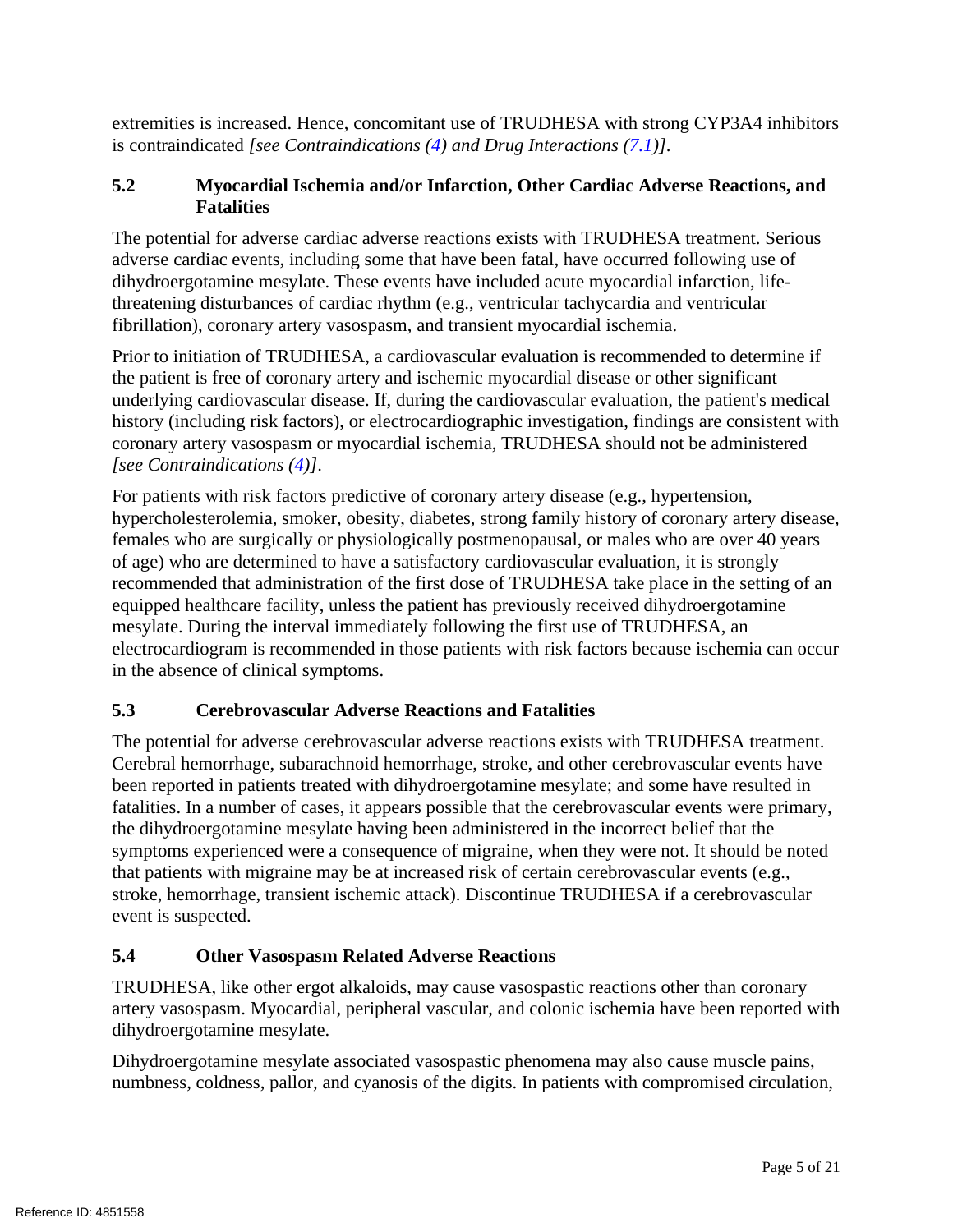extremities is increased. Hence, concomitant use of TRUDHESA with strong CYP3A4 inhibitors is contraindicated *[see Contraindications (4) and Drug Interactions (7.1)]*.

### 5.2 Myocardial Ischemia and/or Infarction, Other Cardiac Adverse Reactions, and Fatalities

The potential for adverse cardiac adverse reactions exists with TRUDHESA treatment. Serious adverse cardiac events, including some that have been fatal, have occurred following use of dihydroergotamine mesylate. These events have included acute myocardial infarction, life-threatening disturbances of cardiac rhythm (e.g., ventricular tachycardia and ventricular fibrillation), coronary artery vasospasm, and transient myocardial ischemia.

Prior to initiation of TRUDHESA, a cardiovascular evaluation is recommended to determine if the patient is free of coronary artery and ischemic myocardial disease or other significant underlying cardiovascular disease. If, during the cardiovascular evaluation, the patient's medical history (including risk factors), or electrocardiographic investigation, findings are consistent with coronary artery vasospasm or myocardial ischemia, TRUDHESA should not be administered *[see Contraindications (4)]*.

For patients with risk factors predictive of coronary artery disease (e.g., hypertension, hypercholesterolemia, smoker, obesity, diabetes, strong family history of coronary artery disease, females who are surgically or physiologically postmenopausal, or males who are over 40 years of age) who are determined to have a satisfactory cardiovascular evaluation, it is strongly recommended that administration of the first dose of TRUDHESA take place in the setting of an equipped healthcare facility, unless the patient has previously received dihydroergotamine mesylate. During the interval immediately following the first use of TRUDHESA, an electrocardiogram is recommended in those patients with risk factors because ischemia can occur in the absence of clinical symptoms.

### 5.3 Cerebrovascular Adverse Reactions and Fatalities

The potential for adverse cerebrovascular adverse reactions exists with TRUDHESA treatment. Cerebral hemorrhage, subarachnoid hemorrhage, stroke, and other cerebrovascular events have been reported in patients treated with dihydroergotamine mesylate; and some have resulted in fatalities. In a number of cases, it appears possible that the cerebrovascular events were primary, the dihydroergotamine mesylate having been administered in the incorrect belief that the symptoms experienced were a consequence of migraine, when they were not. It should be noted that patients with migraine may be at increased risk of certain cerebrovascular events (e.g., stroke, hemorrhage, transient ischemic attack). Discontinue TRUDHESA if a cerebrovascular event is suspected.

### 5.4 Other Vasospasm Related Adverse Reactions

TRUDHESA, like other ergot alkaloids, may cause vasospastic reactions other than coronary artery vasospasm. Myocardial, peripheral vascular, and colonic ischemia have been reported with dihydroergotamine mesylate.

Dihydroergotamine mesylate associated vasospastic phenomena may also cause muscle pains, numbness, coldness, pallor, and cyanosis of the digits. In patients with compromised circulation,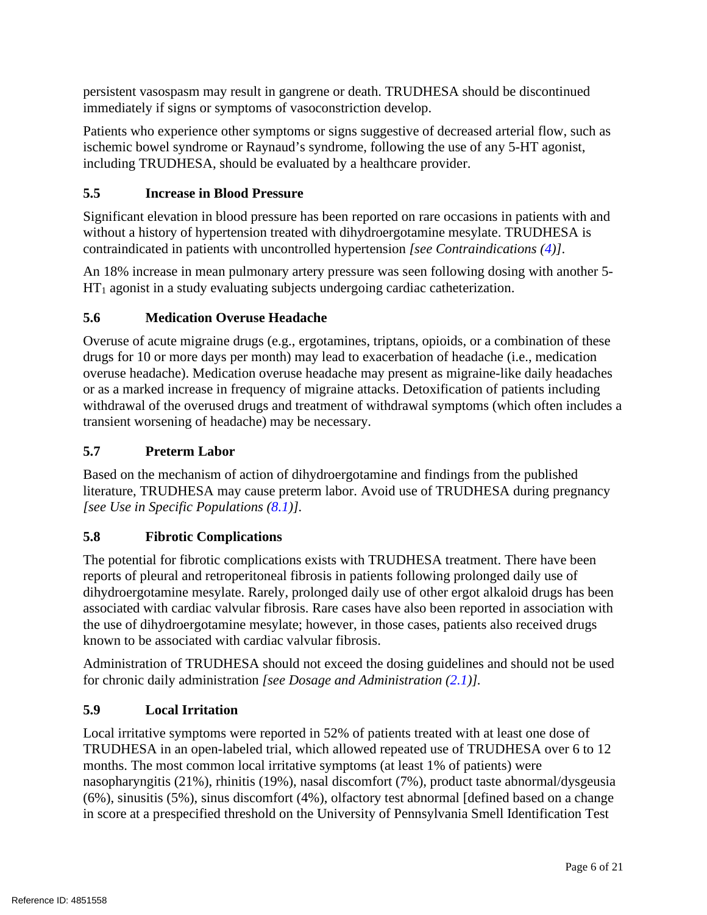persistent vasospasm may result in gangrene or death. TRUDHESA should be discontinued immediately if signs or symptoms of vasoconstriction develop.

Patients who experience other symptoms or signs suggestive of decreased arterial flow, such as ischemic bowel syndrome or Raynaud's syndrome, following the use of any 5-HT agonist, including TRUDHESA, should be evaluated by a healthcare provider.

### 5.5 Increase in Blood Pressure

Significant elevation in blood pressure has been reported on rare occasions in patients with and without a history of hypertension treated with dihydroergotamine mesylate. TRUDHESA is contraindicated in patients with uncontrolled hypertension *[see Contraindications (4)]*.

An 18% increase in mean pulmonary artery pressure was seen following dosing with another 5-$HT_1$ agonist in a study evaluating subjects undergoing cardiac catheterization.

### 5.6 Medication Overuse Headache

Overuse of acute migraine drugs (e.g., ergotamines, triptans, opioids, or a combination of these drugs for 10 or more days per month) may lead to exacerbation of headache (i.e., medication overuse headache). Medication overuse headache may present as migraine-like daily headaches or as a marked increase in frequency of migraine attacks. Detoxification of patients including withdrawal of the overused drugs and treatment of withdrawal symptoms (which often includes a transient worsening of headache) may be necessary.

### 5.7 Preterm Labor

Based on the mechanism of action of dihydroergotamine and findings from the published literature, TRUDHESA may cause preterm labor. Avoid use of TRUDHESA during pregnancy *[see Use in Specific Populations (8.1)]*.

### 5.8 Fibrotic Complications

The potential for fibrotic complications exists with TRUDHESA treatment. There have been reports of pleural and retroperitoneal fibrosis in patients following prolonged daily use of dihydroergotamine mesylate. Rarely, prolonged daily use of other ergot alkaloid drugs has been associated with cardiac valvular fibrosis. Rare cases have also been reported in association with the use of dihydroergotamine mesylate; however, in those cases, patients also received drugs known to be associated with cardiac valvular fibrosis.

Administration of TRUDHESA should not exceed the dosing guidelines and should not be used for chronic daily administration *[see Dosage and Administration (2.1)].*

### 5.9 Local Irritation

Local irritative symptoms were reported in 52% of patients treated with at least one dose of TRUDHESA in an open-labeled trial, which allowed repeated use of TRUDHESA over 6 to 12 months. The most common local irritative symptoms (at least 1% of patients) were nasopharyngitis (21%), rhinitis (19%), nasal discomfort (7%), product taste abnormal/dysgeusia (6%), sinusitis (5%), sinus discomfort (4%), olfactory test abnormal [defined based on a change in score at a prespecified threshold on the University of Pennsylvania Smell Identification Test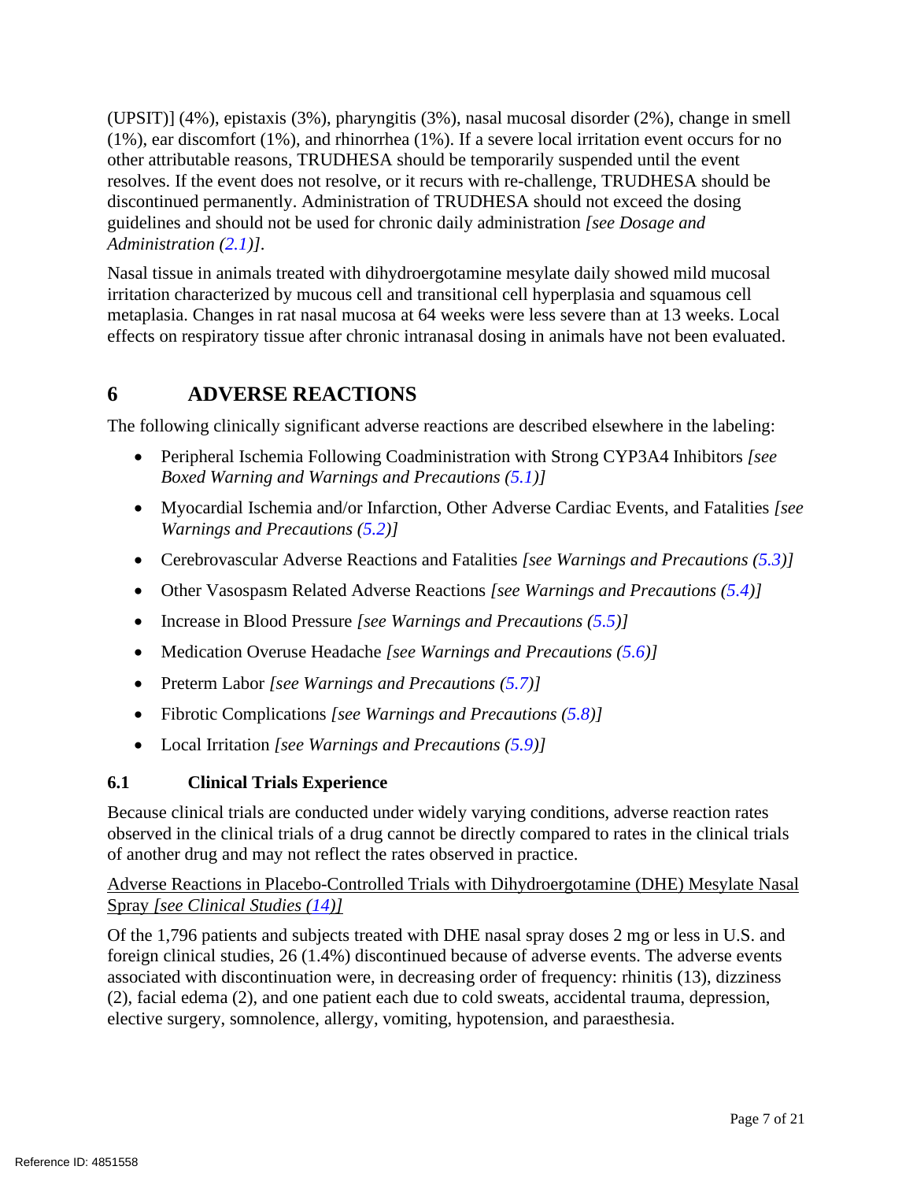(UPSIT)] (4%), epistaxis (3%), pharyngitis (3%), nasal mucosal disorder (2%), change in smell (1%), ear discomfort (1%), and rhinorrhea (1%). If a severe local irritation event occurs for no other attributable reasons, TRUDHESA should be temporarily suspended until the event resolves. If the event does not resolve, or it recurs with re-challenge, TRUDHESA should be discontinued permanently. Administration of TRUDHESA should not exceed the dosing guidelines and should not be used for chronic daily administration *[see Dosage and Administration (2.1)]*.

Nasal tissue in animals treated with dihydroergotamine mesylate daily showed mild mucosal irritation characterized by mucous cell and transitional cell hyperplasia and squamous cell metaplasia. Changes in rat nasal mucosa at 64 weeks were less severe than at 13 weeks. Local effects on respiratory tissue after chronic intranasal dosing in animals have not been evaluated.

## 6 ADVERSE REACTIONS

The following clinically significant adverse reactions are described elsewhere in the labeling:

- Peripheral Ischemia Following Coadministration with Strong CYP3A4 Inhibitors *[see Boxed Warning and Warnings and Precautions (5.1)]*
- Myocardial Ischemia and/or Infarction, Other Adverse Cardiac Events, and Fatalities *[see Warnings and Precautions (5.2)]*
- Cerebrovascular Adverse Reactions and Fatalities *[see Warnings and Precautions (5.3)]*
- Other Vasospasm Related Adverse Reactions *[see Warnings and Precautions (5.4)]*
- Increase in Blood Pressure *[see Warnings and Precautions (5.5)]*
- Medication Overuse Headache *[see Warnings and Precautions (5.6)]*
- Preterm Labor *[see Warnings and Precautions (5.7)]*
- Fibrotic Complications *[see Warnings and Precautions (5.8)]*
- Local Irritation *[see Warnings and Precautions (5.9)]*

### 6.1 Clinical Trials Experience

Because clinical trials are conducted under widely varying conditions, adverse reaction rates observed in the clinical trials of a drug cannot be directly compared to rates in the clinical trials of another drug and may not reflect the rates observed in practice.

<u>Adverse Reactions in Placebo-Controlled Trials with Dihydroergotamine (DHE) Mesylate Nasal Spray *[see Clinical Studies (14)]*</u>

Of the 1,796 patients and subjects treated with DHE nasal spray doses 2 mg or less in U.S. and foreign clinical studies, 26 (1.4%) discontinued because of adverse events. The adverse events associated with discontinuation were, in decreasing order of frequency: rhinitis (13), dizziness (2), facial edema (2), and one patient each due to cold sweats, accidental trauma, depression, elective surgery, somnolence, allergy, vomiting, hypotension, and paraesthesia.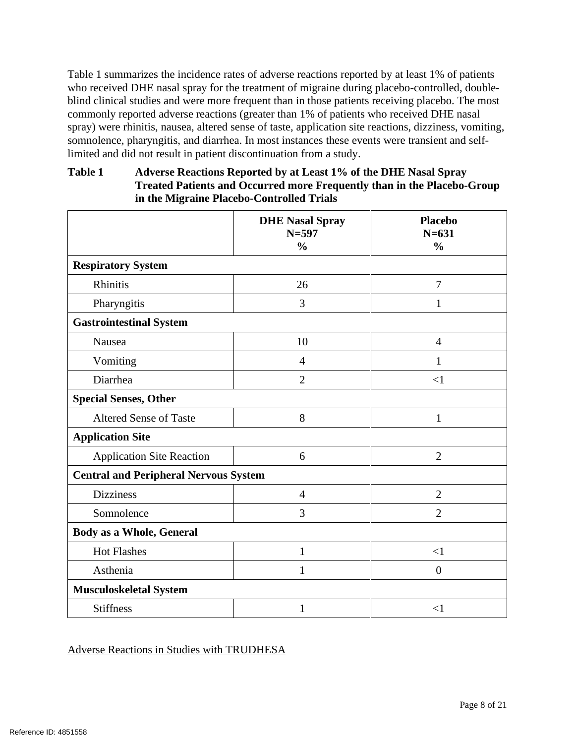Table 1 summarizes the incidence rates of adverse reactions reported by at least 1% of patients who received DHE nasal spray for the treatment of migraine during placebo-controlled, double-blind clinical studies and were more frequent than in those patients receiving placebo. The most commonly reported adverse reactions (greater than 1% of patients who received DHE nasal spray) were rhinitis, nausea, altered sense of taste, application site reactions, dizziness, vomiting, somnolence, pharyngitis, and diarrhea. In most instances these events were transient and self-limited and did not result in patient discontinuation from a study.

**Table 1 Adverse Reactions Reported by at Least 1% of the DHE Nasal Spray Treated Patients and Occurred more Frequently than in the Placebo-Group in the Migraine Placebo-Controlled Trials**

| | DHE Nasal Spray N=597 % | Placebo N=631 % |
|---|---|---|
| **Respiratory System** | | |
| Rhinitis | 26 | 7 |
| Pharyngitis | 3 | 1 |
| **Gastrointestinal System** | | |
| Nausea | 10 | 4 |
| Vomiting | 4 | 1 |
| Diarrhea | 2 | <1 |
| **Special Senses, Other** | | |
| Altered Sense of Taste | 8 | 1 |
| **Application Site** | | |
| Application Site Reaction | 6 | 2 |
| **Central and Peripheral Nervous System** | | |
| Dizziness | 4 | 2 |
| Somnolence | 3 | 2 |
| **Body as a Whole, General** | | |
| Hot Flashes | 1 | <1 |
| Asthenia | 1 | 0 |
| **Musculoskeletal System** | | |
| Stiffness | 1 | <1 |

Adverse Reactions in Studies with TRUDHESA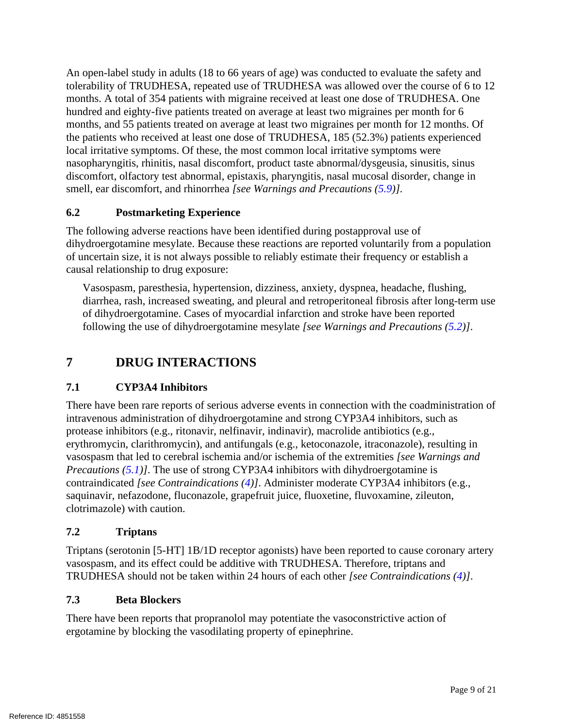An open-label study in adults (18 to 66 years of age) was conducted to evaluate the safety and tolerability of TRUDHESA, repeated use of TRUDHESA was allowed over the course of 6 to 12 months. A total of 354 patients with migraine received at least one dose of TRUDHESA. One hundred and eighty-five patients treated on average at least two migraines per month for 6 months, and 55 patients treated on average at least two migraines per month for 12 months. Of the patients who received at least one dose of TRUDHESA, 185 (52.3%) patients experienced local irritative symptoms. Of these, the most common local irritative symptoms were nasopharyngitis, rhinitis, nasal discomfort, product taste abnormal/dysgeusia, sinusitis, sinus discomfort, olfactory test abnormal, epistaxis, pharyngitis, nasal mucosal disorder, change in smell, ear discomfort, and rhinorrhea *[see Warnings and Precautions (5.9)].*

### 6.2 Postmarketing Experience

The following adverse reactions have been identified during postapproval use of dihydroergotamine mesylate. Because these reactions are reported voluntarily from a population of uncertain size, it is not always possible to reliably estimate their frequency or establish a causal relationship to drug exposure:

Vasospasm, paresthesia, hypertension, dizziness, anxiety, dyspnea, headache, flushing, diarrhea, rash, increased sweating, and pleural and retroperitoneal fibrosis after long-term use of dihydroergotamine. Cases of myocardial infarction and stroke have been reported following the use of dihydroergotamine mesylate *[see Warnings and Precautions (5.2)]*.

## 7 DRUG INTERACTIONS

### 7.1 CYP3A4 Inhibitors

There have been rare reports of serious adverse events in connection with the coadministration of intravenous administration of dihydroergotamine and strong CYP3A4 inhibitors, such as protease inhibitors (e.g., ritonavir, nelfinavir, indinavir), macrolide antibiotics (e.g., erythromycin, clarithromycin), and antifungals (e.g., ketoconazole, itraconazole), resulting in vasospasm that led to cerebral ischemia and/or ischemia of the extremities *[see Warnings and Precautions (5.1)]*. The use of strong CYP3A4 inhibitors with dihydroergotamine is contraindicated *[see Contraindications (4)]*. Administer moderate CYP3A4 inhibitors (e.g., saquinavir, nefazodone, fluconazole, grapefruit juice, fluoxetine, fluvoxamine, zileuton, clotrimazole) with caution.

### 7.2 Triptans

Triptans (serotonin [5-HT] 1B/1D receptor agonists) have been reported to cause coronary artery vasospasm, and its effect could be additive with TRUDHESA. Therefore, triptans and TRUDHESA should not be taken within 24 hours of each other *[see Contraindications (4)]*.

### 7.3 Beta Blockers

There have been reports that propranolol may potentiate the vasoconstrictive action of ergotamine by blocking the vasodilating property of epinephrine.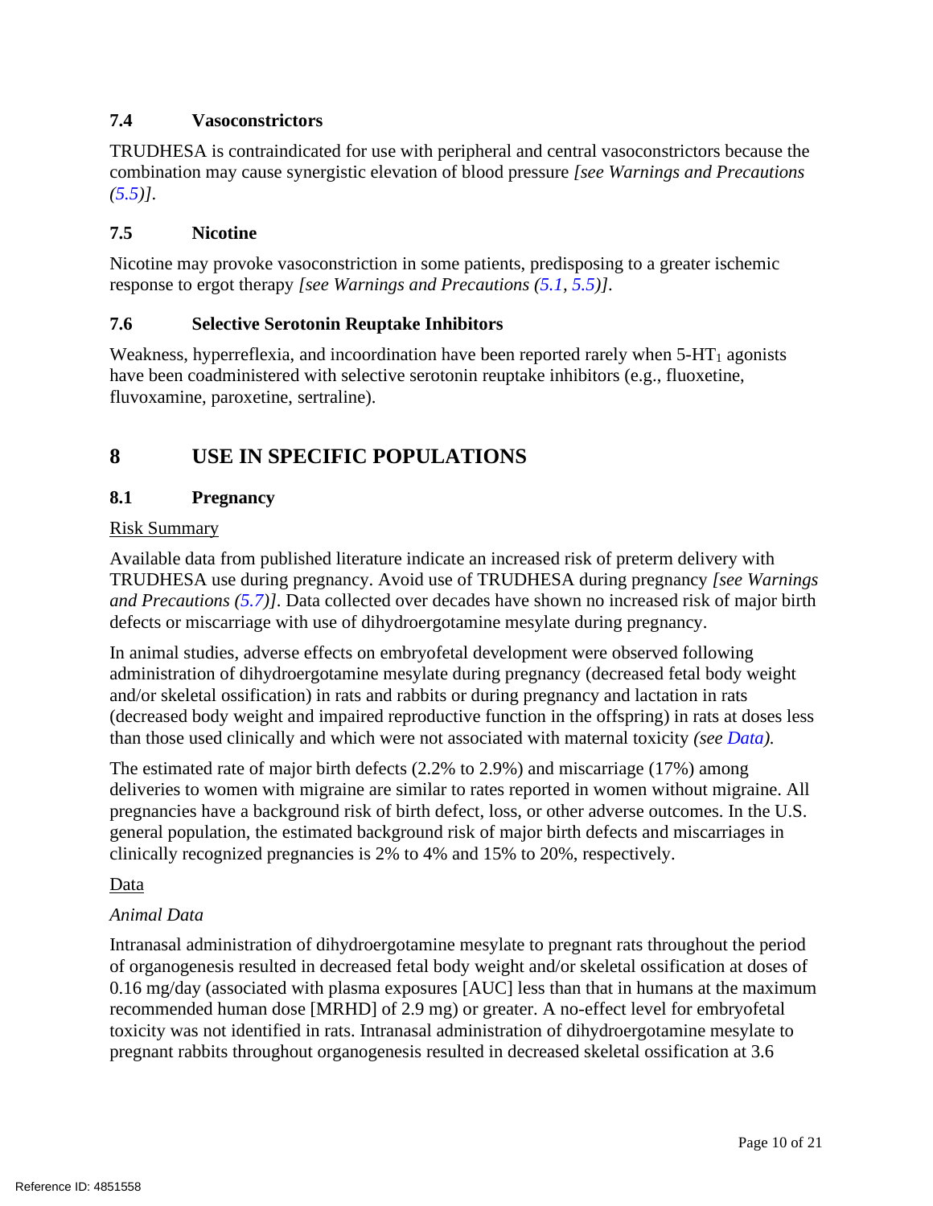### 7.4 Vasoconstrictors

TRUDHESA is contraindicated for use with peripheral and central vasoconstrictors because the combination may cause synergistic elevation of blood pressure *[see Warnings and Precautions (5.5)]*.

### 7.5 Nicotine

Nicotine may provoke vasoconstriction in some patients, predisposing to a greater ischemic response to ergot therapy *[see Warnings and Precautions (5.1, 5.5)]*.

### 7.6 Selective Serotonin Reuptake Inhibitors

Weakness, hyperreflexia, and incoordination have been reported rarely when 5-$HT_1$ agonists have been coadministered with selective serotonin reuptake inhibitors (e.g., fluoxetine, fluvoxamine, paroxetine, sertraline).

## 8 USE IN SPECIFIC POPULATIONS

### 8.1 Pregnancy

Risk Summary

Available data from published literature indicate an increased risk of preterm delivery with TRUDHESA use during pregnancy. Avoid use of TRUDHESA during pregnancy *[see Warnings and Precautions (5.7)]*. Data collected over decades have shown no increased risk of major birth defects or miscarriage with use of dihydroergotamine mesylate during pregnancy.

In animal studies, adverse effects on embryofetal development were observed following administration of dihydroergotamine mesylate during pregnancy (decreased fetal body weight and/or skeletal ossification) in rats and rabbits or during pregnancy and lactation in rats (decreased body weight and impaired reproductive function in the offspring) in rats at doses less than those used clinically and which were not associated with maternal toxicity *(see Data).*

The estimated rate of major birth defects (2.2% to 2.9%) and miscarriage (17%) among deliveries to women with migraine are similar to rates reported in women without migraine. All pregnancies have a background risk of birth defect, loss, or other adverse outcomes. In the U.S. general population, the estimated background risk of major birth defects and miscarriages in clinically recognized pregnancies is 2% to 4% and 15% to 20%, respectively.

Data

*Animal Data*

Intranasal administration of dihydroergotamine mesylate to pregnant rats throughout the period of organogenesis resulted in decreased fetal body weight and/or skeletal ossification at doses of 0.16 mg/day (associated with plasma exposures [AUC] less than that in humans at the maximum recommended human dose [MRHD] of 2.9 mg) or greater. A no-effect level for embryofetal toxicity was not identified in rats. Intranasal administration of dihydroergotamine mesylate to pregnant rabbits throughout organogenesis resulted in decreased skeletal ossification at 3.6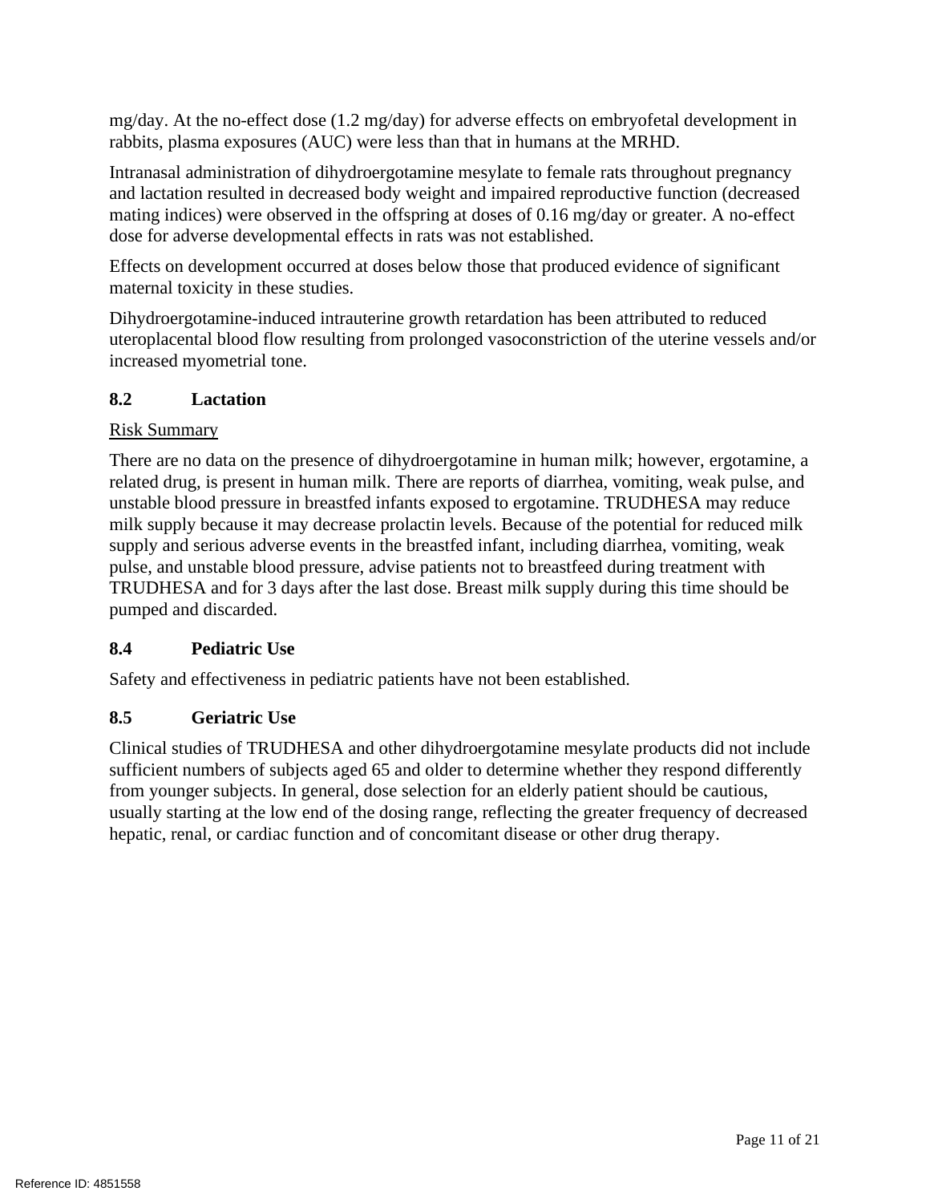mg/day. At the no-effect dose (1.2 mg/day) for adverse effects on embryofetal development in rabbits, plasma exposures (AUC) were less than that in humans at the MRHD.

Intranasal administration of dihydroergotamine mesylate to female rats throughout pregnancy and lactation resulted in decreased body weight and impaired reproductive function (decreased mating indices) were observed in the offspring at doses of 0.16 mg/day or greater. A no-effect dose for adverse developmental effects in rats was not established.

Effects on development occurred at doses below those that produced evidence of significant maternal toxicity in these studies.

Dihydroergotamine-induced intrauterine growth retardation has been attributed to reduced uteroplacental blood flow resulting from prolonged vasoconstriction of the uterine vessels and/or increased myometrial tone.

### 8.2 Lactation

Risk Summary

There are no data on the presence of dihydroergotamine in human milk; however, ergotamine, a related drug, is present in human milk. There are reports of diarrhea, vomiting, weak pulse, and unstable blood pressure in breastfed infants exposed to ergotamine. TRUDHESA may reduce milk supply because it may decrease prolactin levels. Because of the potential for reduced milk supply and serious adverse events in the breastfed infant, including diarrhea, vomiting, weak pulse, and unstable blood pressure, advise patients not to breastfeed during treatment with TRUDHESA and for 3 days after the last dose. Breast milk supply during this time should be pumped and discarded.

### 8.4 Pediatric Use

Safety and effectiveness in pediatric patients have not been established.

### 8.5 Geriatric Use

Clinical studies of TRUDHESA and other dihydroergotamine mesylate products did not include sufficient numbers of subjects aged 65 and older to determine whether they respond differently from younger subjects. In general, dose selection for an elderly patient should be cautious, usually starting at the low end of the dosing range, reflecting the greater frequency of decreased hepatic, renal, or cardiac function and of concomitant disease or other drug therapy.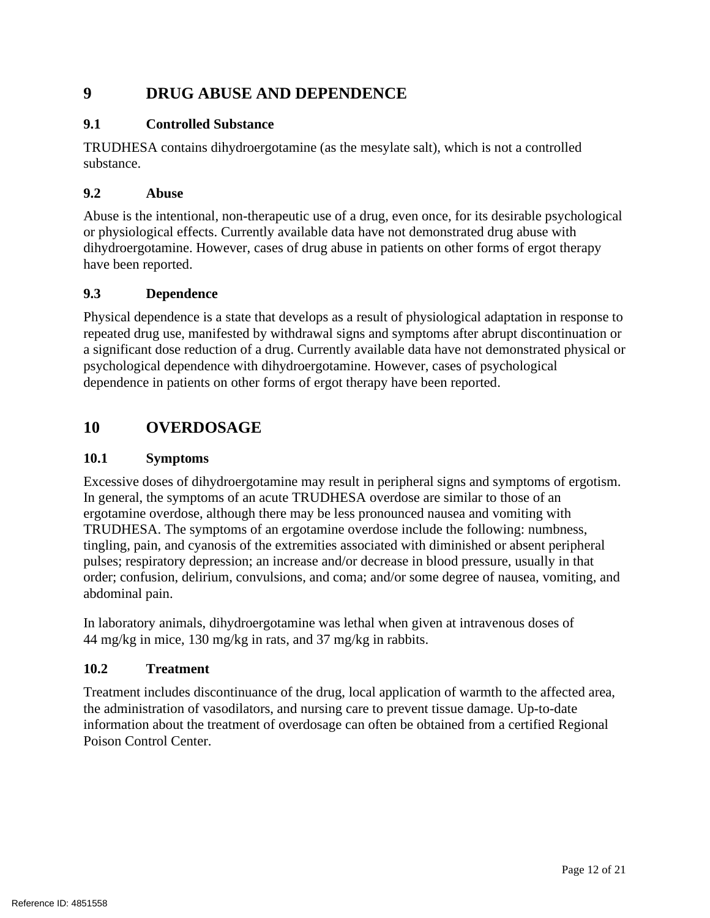# 9 DRUG ABUSE AND DEPENDENCE

## 9.1 Controlled Substance

TRUDHESA contains dihydroergotamine (as the mesylate salt), which is not a controlled substance.

## 9.2 Abuse

Abuse is the intentional, non-therapeutic use of a drug, even once, for its desirable psychological or physiological effects. Currently available data have not demonstrated drug abuse with dihydroergotamine. However, cases of drug abuse in patients on other forms of ergot therapy have been reported.

## 9.3 Dependence

Physical dependence is a state that develops as a result of physiological adaptation in response to repeated drug use, manifested by withdrawal signs and symptoms after abrupt discontinuation or a significant dose reduction of a drug. Currently available data have not demonstrated physical or psychological dependence with dihydroergotamine. However, cases of psychological dependence in patients on other forms of ergot therapy have been reported.

# 10 OVERDOSAGE

## 10.1 Symptoms

Excessive doses of dihydroergotamine may result in peripheral signs and symptoms of ergotism. In general, the symptoms of an acute TRUDHESA overdose are similar to those of an ergotamine overdose, although there may be less pronounced nausea and vomiting with TRUDHESA. The symptoms of an ergotamine overdose include the following: numbness, tingling, pain, and cyanosis of the extremities associated with diminished or absent peripheral pulses; respiratory depression; an increase and/or decrease in blood pressure, usually in that order; confusion, delirium, convulsions, and coma; and/or some degree of nausea, vomiting, and abdominal pain.

In laboratory animals, dihydroergotamine was lethal when given at intravenous doses of 44 mg/kg in mice, 130 mg/kg in rats, and 37 mg/kg in rabbits.

## 10.2 Treatment

Treatment includes discontinuance of the drug, local application of warmth to the affected area, the administration of vasodilators, and nursing care to prevent tissue damage. Up-to-date information about the treatment of overdosage can often be obtained from a certified Regional Poison Control Center.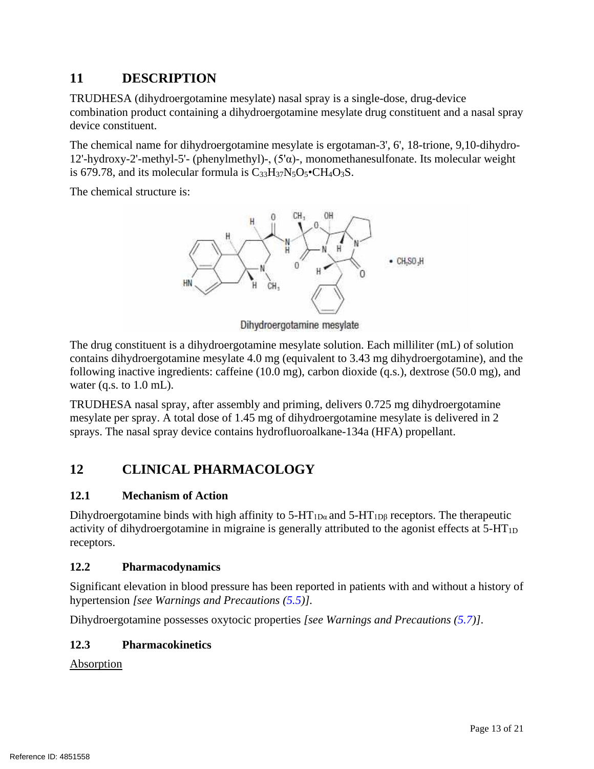# 11 DESCRIPTION

TRUDHESA (dihydroergotamine mesylate) nasal spray is a single-dose, drug-device combination product containing a dihydroergotamine mesylate drug constituent and a nasal spray device constituent.

The chemical name for dihydroergotamine mesylate is ergotaman-3', 6', 18-trione, 9,10-dihydro-12'-hydroxy-2'-methyl-5'- (phenylmethyl)-, (5'α)-, monomethanesulfonate. Its molecular weight is 679.78, and its molecular formula is $C_{33}H_{37}N_5O_5 \cdot CH_4O_3S$.

The chemical structure is:

Dihydroergotamine mesylate

The drug constituent is a dihydroergotamine mesylate solution. Each milliliter (mL) of solution contains dihydroergotamine mesylate 4.0 mg (equivalent to 3.43 mg dihydroergotamine), and the following inactive ingredients: caffeine (10.0 mg), carbon dioxide (q.s.), dextrose (50.0 mg), and water (q.s. to 1.0 mL).

TRUDHESA nasal spray, after assembly and priming, delivers 0.725 mg dihydroergotamine mesylate per spray. A total dose of 1.45 mg of dihydroergotamine mesylate is delivered in 2 sprays. The nasal spray device contains hydrofluoroalkane-134a (HFA) propellant.

# 12 CLINICAL PHARMACOLOGY

## 12.1 Mechanism of Action

Dihydroergotamine binds with high affinity to $5\text{-HT}_{1D\alpha}$ and $5\text{-HT}_{1D\beta}$ receptors. The therapeutic activity of dihydroergotamine in migraine is generally attributed to the agonist effects at $5\text{-HT}_{1D}$ receptors.

## 12.2 Pharmacodynamics

Significant elevation in blood pressure has been reported in patients with and without a history of hypertension *[see Warnings and Precautions (5.5)]*.

Dihydroergotamine possesses oxytocic properties *[see Warnings and Precautions (5.7)]*.

## 12.3 Pharmacokinetics

Absorption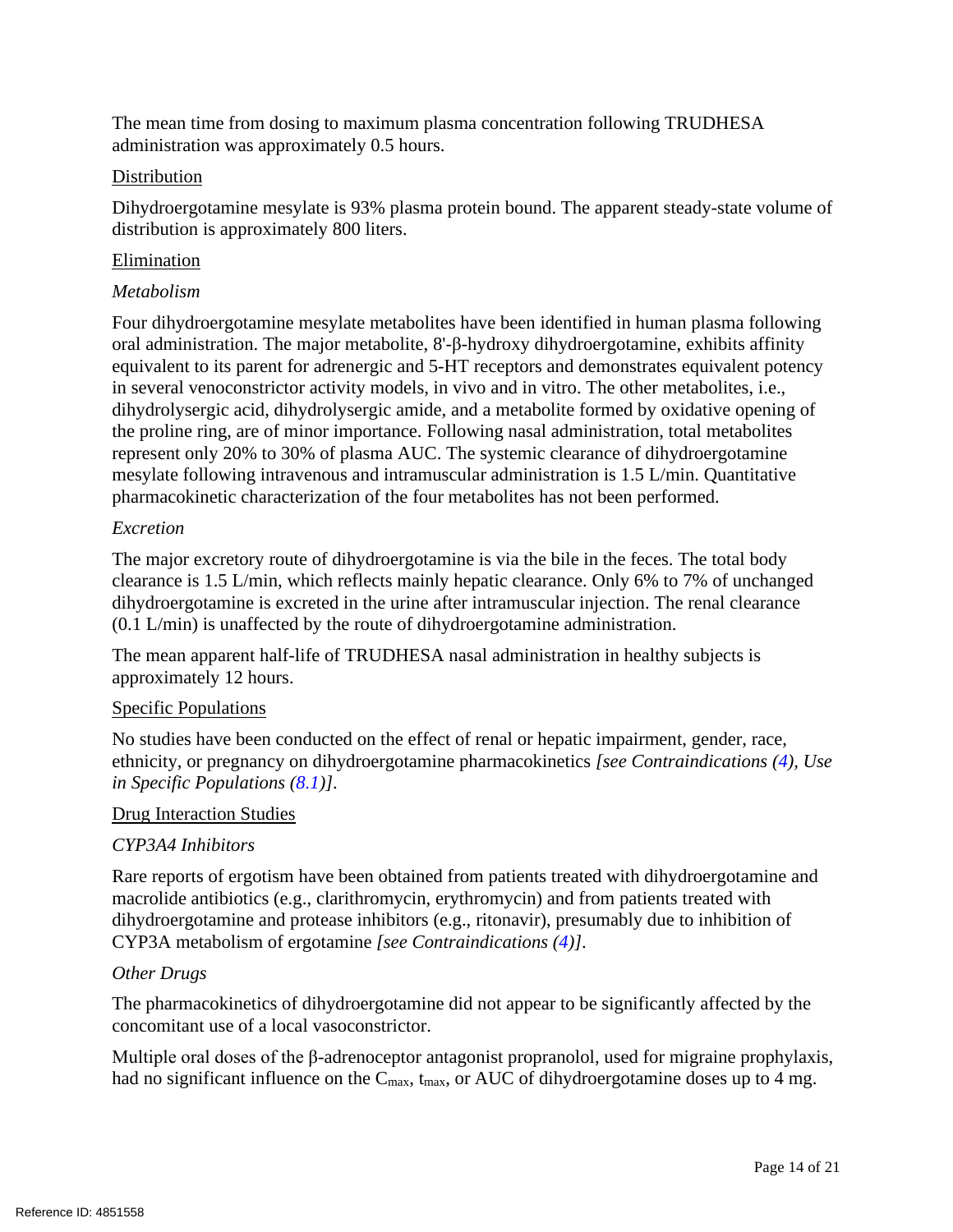The mean time from dosing to maximum plasma concentration following TRUDHESA administration was approximately 0.5 hours.

Distribution

Dihydroergotamine mesylate is 93% plasma protein bound. The apparent steady-state volume of distribution is approximately 800 liters.

Elimination

*Metabolism*

Four dihydroergotamine mesylate metabolites have been identified in human plasma following oral administration. The major metabolite, 8'-β-hydroxy dihydroergotamine, exhibits affinity equivalent to its parent for adrenergic and 5-HT receptors and demonstrates equivalent potency in several venoconstrictor activity models, in vivo and in vitro. The other metabolites, i.e., dihydrolysergic acid, dihydrolysergic amide, and a metabolite formed by oxidative opening of the proline ring, are of minor importance. Following nasal administration, total metabolites represent only 20% to 30% of plasma AUC. The systemic clearance of dihydroergotamine mesylate following intravenous and intramuscular administration is 1.5 L/min. Quantitative pharmacokinetic characterization of the four metabolites has not been performed.

*Excretion*

The major excretory route of dihydroergotamine is via the bile in the feces. The total body clearance is 1.5 L/min, which reflects mainly hepatic clearance. Only 6% to 7% of unchanged dihydroergotamine is excreted in the urine after intramuscular injection. The renal clearance (0.1 L/min) is unaffected by the route of dihydroergotamine administration.

The mean apparent half-life of TRUDHESA nasal administration in healthy subjects is approximately 12 hours.

Specific Populations

No studies have been conducted on the effect of renal or hepatic impairment, gender, race, ethnicity, or pregnancy on dihydroergotamine pharmacokinetics *[see Contraindications (4), Use in Specific Populations (8.1)]*.

Drug Interaction Studies

*CYP3A4 Inhibitors*

Rare reports of ergotism have been obtained from patients treated with dihydroergotamine and macrolide antibiotics (e.g., clarithromycin, erythromycin) and from patients treated with dihydroergotamine and protease inhibitors (e.g., ritonavir), presumably due to inhibition of CYP3A metabolism of ergotamine *[see Contraindications (4)]*.

*Other Drugs*

The pharmacokinetics of dihydroergotamine did not appear to be significantly affected by the concomitant use of a local vasoconstrictor.

Multiple oral doses of the β-adrenoceptor antagonist propranolol, used for migraine prophylaxis, had no significant influence on the $C_{max}$, $t_{max}$, or AUC of dihydroergotamine doses up to 4 mg.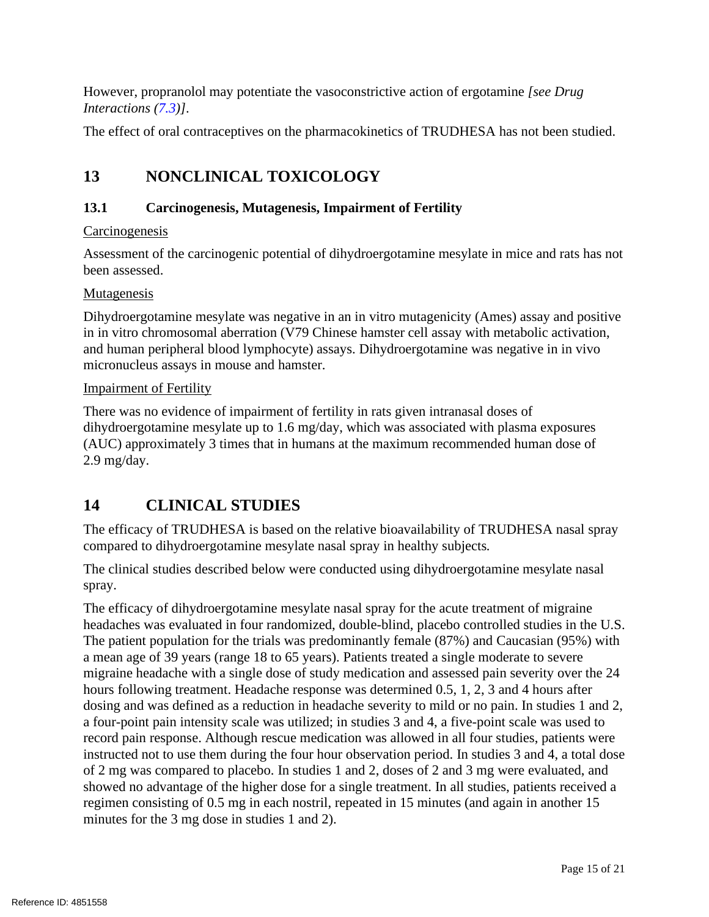However, propranolol may potentiate the vasoconstrictive action of ergotamine *[see Drug Interactions (7.3)]*.

The effect of oral contraceptives on the pharmacokinetics of TRUDHESA has not been studied.

# 13 NONCLINICAL TOXICOLOGY

## 13.1 Carcinogenesis, Mutagenesis, Impairment of Fertility

Carcinogenesis

Assessment of the carcinogenic potential of dihydroergotamine mesylate in mice and rats has not been assessed.

Mutagenesis

Dihydroergotamine mesylate was negative in an in vitro mutagenicity (Ames) assay and positive in in vitro chromosomal aberration (V79 Chinese hamster cell assay with metabolic activation, and human peripheral blood lymphocyte) assays. Dihydroergotamine was negative in in vivo micronucleus assays in mouse and hamster.

Impairment of Fertility

There was no evidence of impairment of fertility in rats given intranasal doses of dihydroergotamine mesylate up to 1.6 mg/day, which was associated with plasma exposures (AUC) approximately 3 times that in humans at the maximum recommended human dose of 2.9 mg/day.

# 14 CLINICAL STUDIES

The efficacy of TRUDHESA is based on the relative bioavailability of TRUDHESA nasal spray compared to dihydroergotamine mesylate nasal spray in healthy subjects.

The clinical studies described below were conducted using dihydroergotamine mesylate nasal spray.

The efficacy of dihydroergotamine mesylate nasal spray for the acute treatment of migraine headaches was evaluated in four randomized, double-blind, placebo controlled studies in the U.S. The patient population for the trials was predominantly female (87%) and Caucasian (95%) with a mean age of 39 years (range 18 to 65 years). Patients treated a single moderate to severe migraine headache with a single dose of study medication and assessed pain severity over the 24 hours following treatment. Headache response was determined 0.5, 1, 2, 3 and 4 hours after dosing and was defined as a reduction in headache severity to mild or no pain. In studies 1 and 2, a four-point pain intensity scale was utilized; in studies 3 and 4, a five-point scale was used to record pain response. Although rescue medication was allowed in all four studies, patients were instructed not to use them during the four hour observation period. In studies 3 and 4, a total dose of 2 mg was compared to placebo. In studies 1 and 2, doses of 2 and 3 mg were evaluated, and showed no advantage of the higher dose for a single treatment. In all studies, patients received a regimen consisting of 0.5 mg in each nostril, repeated in 15 minutes (and again in another 15 minutes for the 3 mg dose in studies 1 and 2).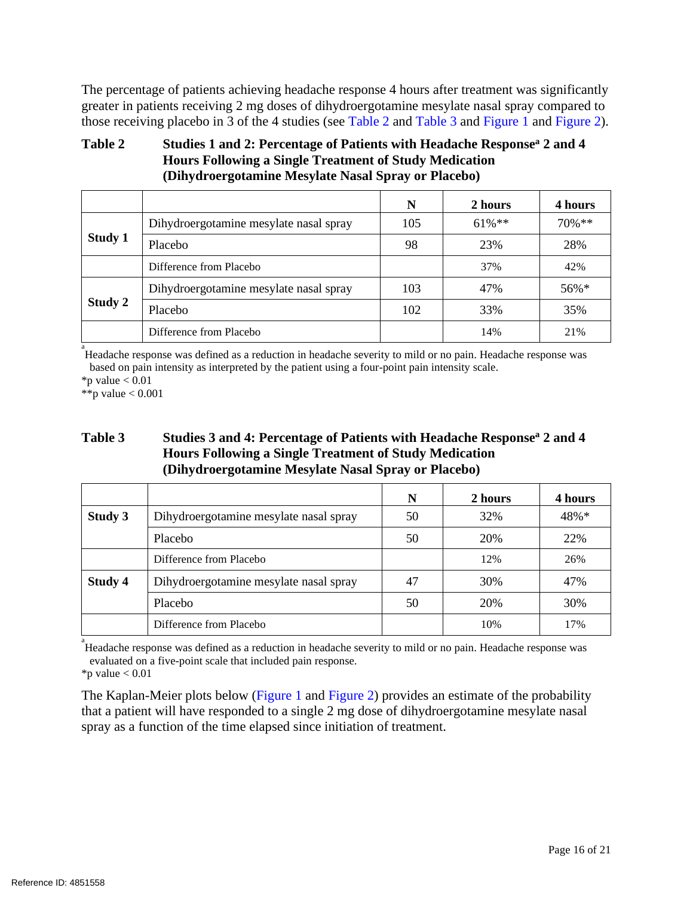The percentage of patients achieving headache response 4 hours after treatment was significantly greater in patients receiving 2 mg doses of dihydroergotamine mesylate nasal spray compared to those receiving placebo in 3 of the 4 studies (see Table 2 and Table 3 and Figure 1 and Figure 2).

**Table 2 Studies 1 and 2: Percentage of Patients with Headache Response[a] 2 and 4 Hours Following a Single Treatment of Study Medication (Dihydroergotamine Mesylate Nasal Spray or Placebo)**

| | | N | 2 hours | 4 hours |
|---|---|---|---|---|
| Study 1 | Dihydroergotamine mesylate nasal spray | 105 | 61%** | 70%** |
| | Placebo | 98 | 23% | 28% |
| | Difference from Placebo | | 37% | 42% |
| Study 2 | Dihydroergotamine mesylate nasal spray | 103 | 47% | 56%* |
| | Placebo | 102 | 33% | 35% |
| | Difference from Placebo | | 14% | 21% |

[a] Headache response was defined as a reduction in headache severity to mild or no pain. Headache response was based on pain intensity as interpreted by the patient using a four-point pain intensity scale.

*p value < 0.01

**p value < 0.001

**Table 3 Studies 3 and 4: Percentage of Patients with Headache Response[a] 2 and 4 Hours Following a Single Treatment of Study Medication (Dihydroergotamine Mesylate Nasal Spray or Placebo)**

| | | N | 2 hours | 4 hours |
|---|---|---|---|---|
| Study 3 | Dihydroergotamine mesylate nasal spray | 50 | 32% | 48%* |
| | Placebo | 50 | 20% | 22% |
| | Difference from Placebo | | 12% | 26% |
| Study 4 | Dihydroergotamine mesylate nasal spray | 47 | 30% | 47% |
| | Placebo | 50 | 20% | 30% |
| | Difference from Placebo | | 10% | 17% |

[a] Headache response was defined as a reduction in headache severity to mild or no pain. Headache response was evaluated on a five-point scale that included pain response.

*p value < 0.01

The Kaplan-Meier plots below (Figure 1 and Figure 2) provides an estimate of the probability that a patient will have responded to a single 2 mg dose of dihydroergotamine mesylate nasal spray as a function of the time elapsed since initiation of treatment.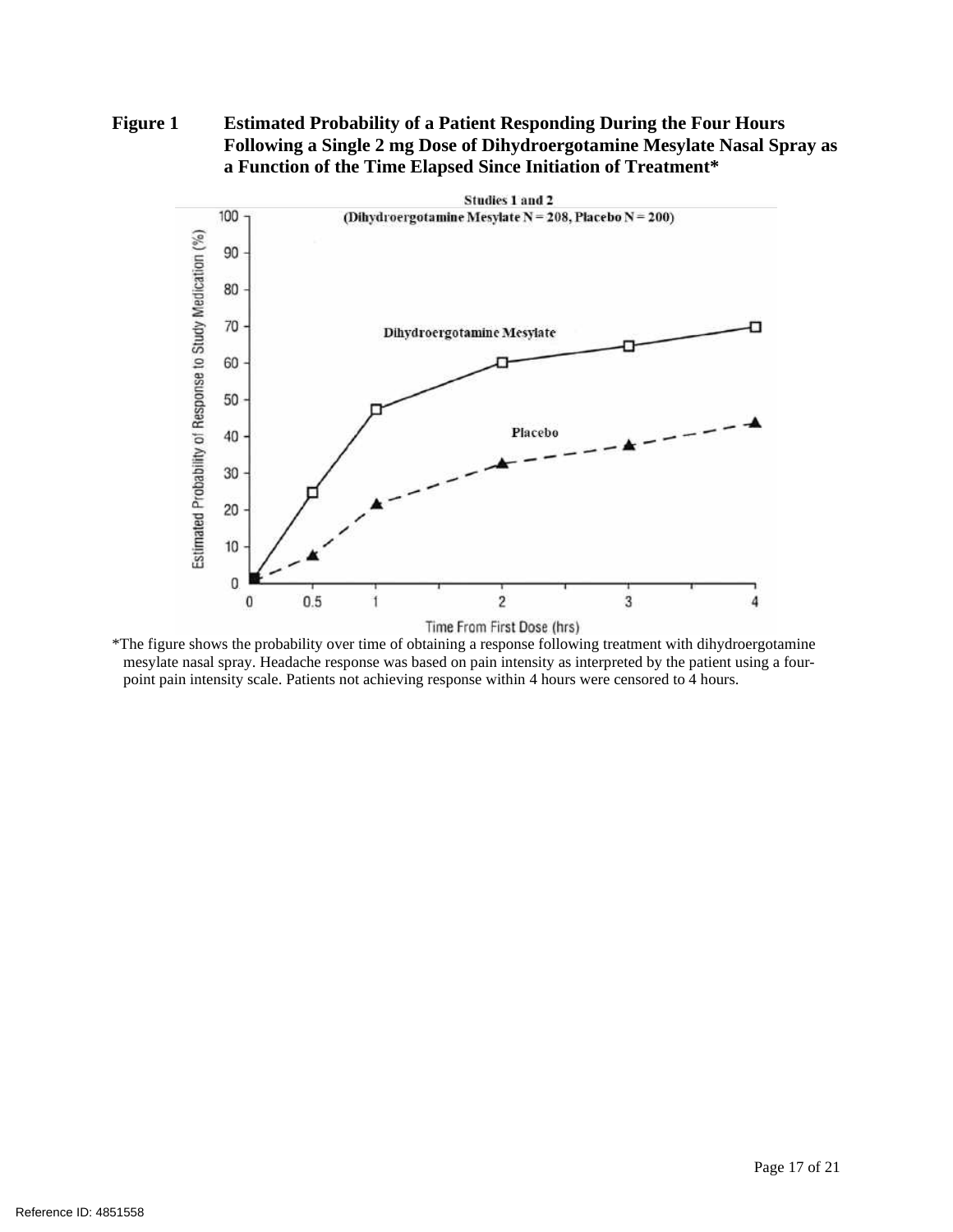**Figure 1 Estimated Probability of a Patient Responding During the Four Hours Following a Single 2 mg Dose of Dihydroergotamine Mesylate Nasal Spray as a Function of the Time Elapsed Since Initiation of Treatment***

Studies 1 and 2
(Dihydroergotamine Mesylate N = 208, Placebo N = 200)

*The figure shows the probability over time of obtaining a response following treatment with dihydroergotamine mesylate nasal spray. Headache response was based on pain intensity as interpreted by the patient using a four-point pain intensity scale. Patients not achieving response within 4 hours were censored to 4 hours.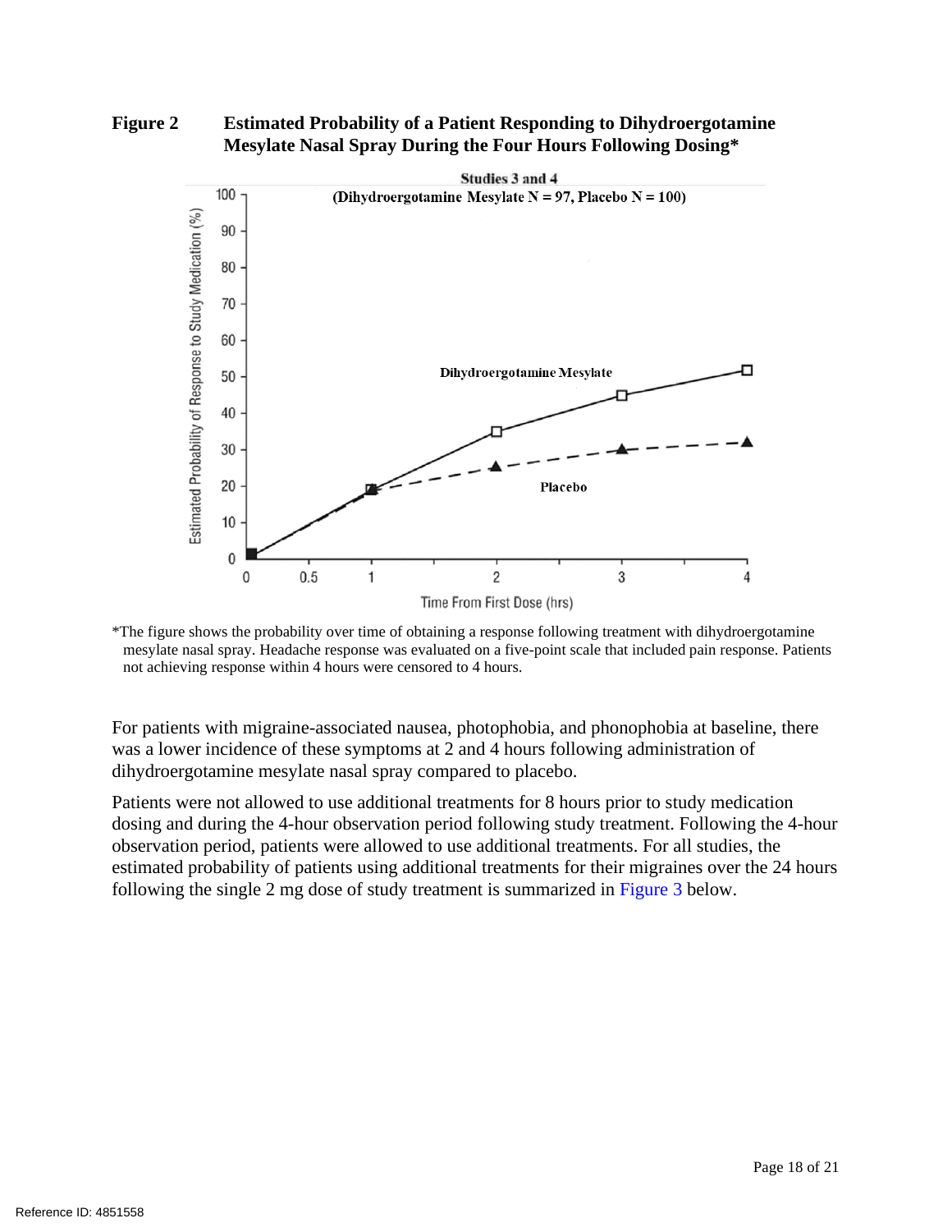**Figure 2 Estimated Probability of a Patient Responding to Dihydroergotamine Mesylate Nasal Spray During the Four Hours Following Dosing***

*The figure shows the probability over time of obtaining a response following treatment with dihydroergotamine mesylate nasal spray. Headache response was evaluated on a five-point scale that included pain response. Patients not achieving response within 4 hours were censored to 4 hours.

For patients with migraine-associated nausea, photophobia, and phonophobia at baseline, there was a lower incidence of these symptoms at 2 and 4 hours following administration of dihydroergotamine mesylate nasal spray compared to placebo.

Patients were not allowed to use additional treatments for 8 hours prior to study medication dosing and during the 4-hour observation period following study treatment. Following the 4-hour observation period, patients were allowed to use additional treatments. For all studies, the estimated probability of patients using additional treatments for their migraines over the 24 hours following the single 2 mg dose of study treatment is summarized in Figure 3 below.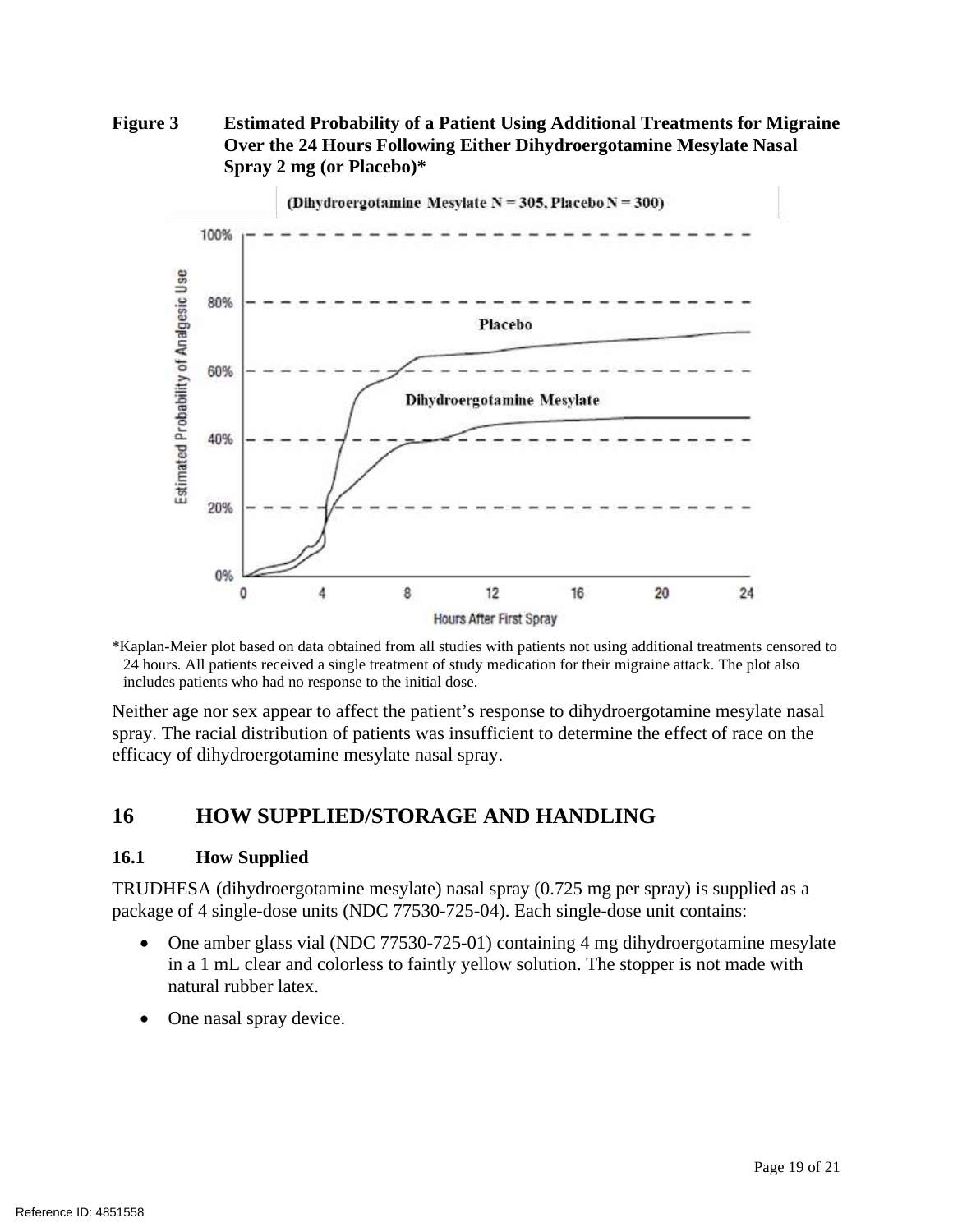**Figure 3 Estimated Probability of a Patient Using Additional Treatments for Migraine Over the 24 Hours Following Either Dihydroergotamine Mesylate Nasal Spray 2 mg (or Placebo)***

(Dihydroergotamine Mesylate N = 305, Placebo N = 300)

*Kaplan-Meier plot based on data obtained from all studies with patients not using additional treatments censored to 24 hours. All patients received a single treatment of study medication for their migraine attack. The plot also includes patients who had no response to the initial dose.

Neither age nor sex appear to affect the patient's response to dihydroergotamine mesylate nasal spray. The racial distribution of patients was insufficient to determine the effect of race on the efficacy of dihydroergotamine mesylate nasal spray.

# 16 HOW SUPPLIED/STORAGE AND HANDLING

## 16.1 How Supplied

TRUDHESA (dihydroergotamine mesylate) nasal spray (0.725 mg per spray) is supplied as a package of 4 single-dose units (NDC 77530-725-04). Each single-dose unit contains:

- One amber glass vial (NDC 77530-725-01) containing 4 mg dihydroergotamine mesylate in a 1 mL clear and colorless to faintly yellow solution. The stopper is not made with natural rubber latex.
- One nasal spray device.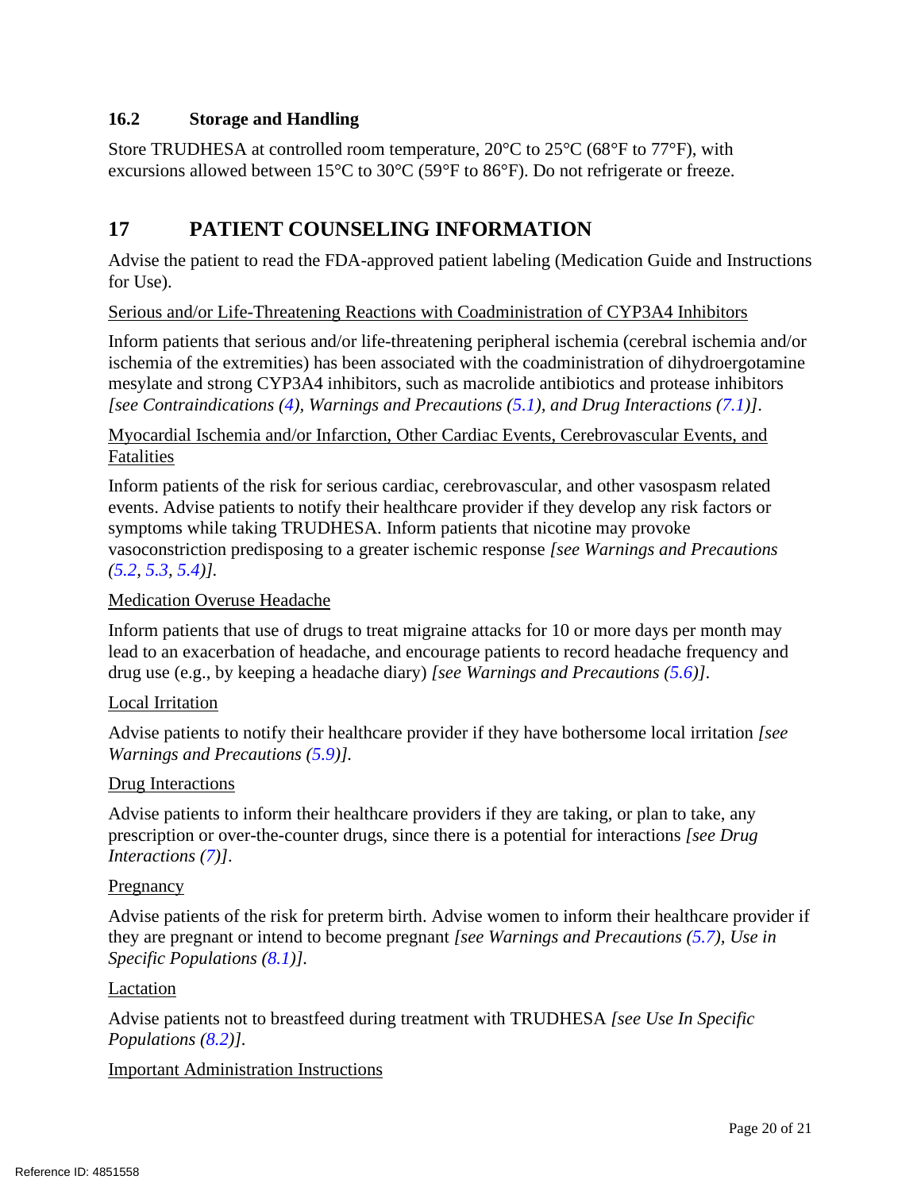### 16.2 Storage and Handling

Store TRUDHESA at controlled room temperature, 20°C to 25°C (68°F to 77°F), with excursions allowed between 15°C to 30°C (59°F to 86°F). Do not refrigerate or freeze.

## 17 PATIENT COUNSELING INFORMATION

Advise the patient to read the FDA-approved patient labeling (Medication Guide and Instructions for Use).

Serious and/or Life-Threatening Reactions with Coadministration of CYP3A4 Inhibitors

Inform patients that serious and/or life-threatening peripheral ischemia (cerebral ischemia and/or ischemia of the extremities) has been associated with the coadministration of dihydroergotamine mesylate and strong CYP3A4 inhibitors, such as macrolide antibiotics and protease inhibitors *[see Contraindications (4), Warnings and Precautions (5.1), and Drug Interactions (7.1)]*.

Myocardial Ischemia and/or Infarction, Other Cardiac Events, Cerebrovascular Events, and Fatalities

Inform patients of the risk for serious cardiac, cerebrovascular, and other vasospasm related events. Advise patients to notify their healthcare provider if they develop any risk factors or symptoms while taking TRUDHESA. Inform patients that nicotine may provoke vasoconstriction predisposing to a greater ischemic response *[see Warnings and Precautions (5.2, 5.3, 5.4)].*

Medication Overuse Headache

Inform patients that use of drugs to treat migraine attacks for 10 or more days per month may lead to an exacerbation of headache, and encourage patients to record headache frequency and drug use (e.g., by keeping a headache diary) *[see Warnings and Precautions (5.6)].*

Local Irritation

Advise patients to notify their healthcare provider if they have bothersome local irritation *[see Warnings and Precautions (5.9)].*

Drug Interactions

Advise patients to inform their healthcare providers if they are taking, or plan to take, any prescription or over-the-counter drugs, since there is a potential for interactions *[see Drug Interactions (7)]*.

Pregnancy

Advise patients of the risk for preterm birth. Advise women to inform their healthcare provider if they are pregnant or intend to become pregnant *[see Warnings and Precautions (5.7), Use in Specific Populations (8.1)].*

Lactation

Advise patients not to breastfeed during treatment with TRUDHESA *[see Use In Specific Populations (8.2)]*.

Important Administration Instructions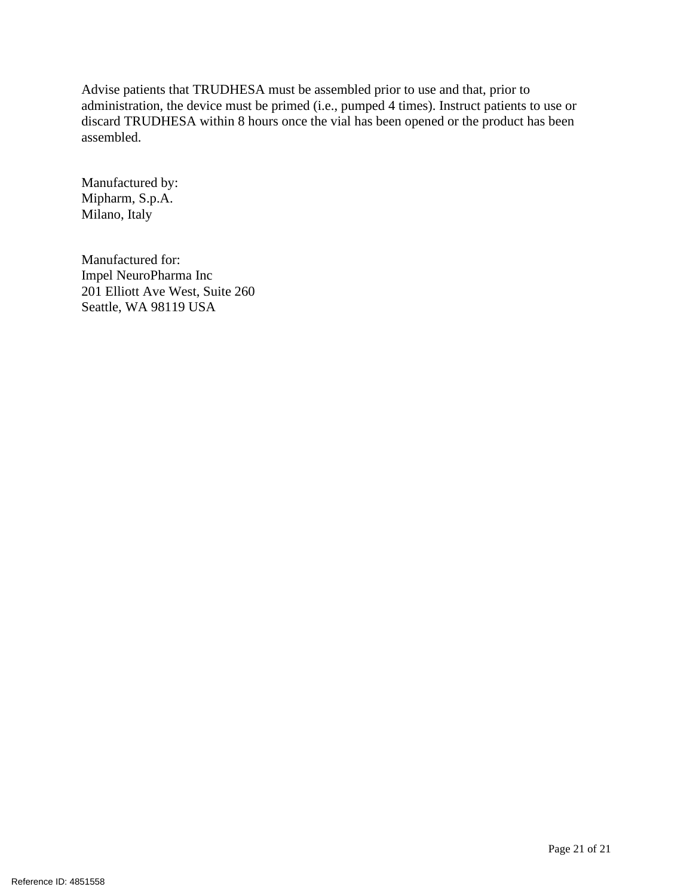Advise patients that TRUDHESA must be assembled prior to use and that, prior to administration, the device must be primed (i.e., pumped 4 times). Instruct patients to use or discard TRUDHESA within 8 hours once the vial has been opened or the product has been assembled.

Manufactured by:
Mipharm, S.p.A.
Milano, Italy

Manufactured for:
Impel NeuroPharma Inc
201 Elliott Ave West, Suite 260
Seattle, WA 98119 USA

Reference ID: 4851558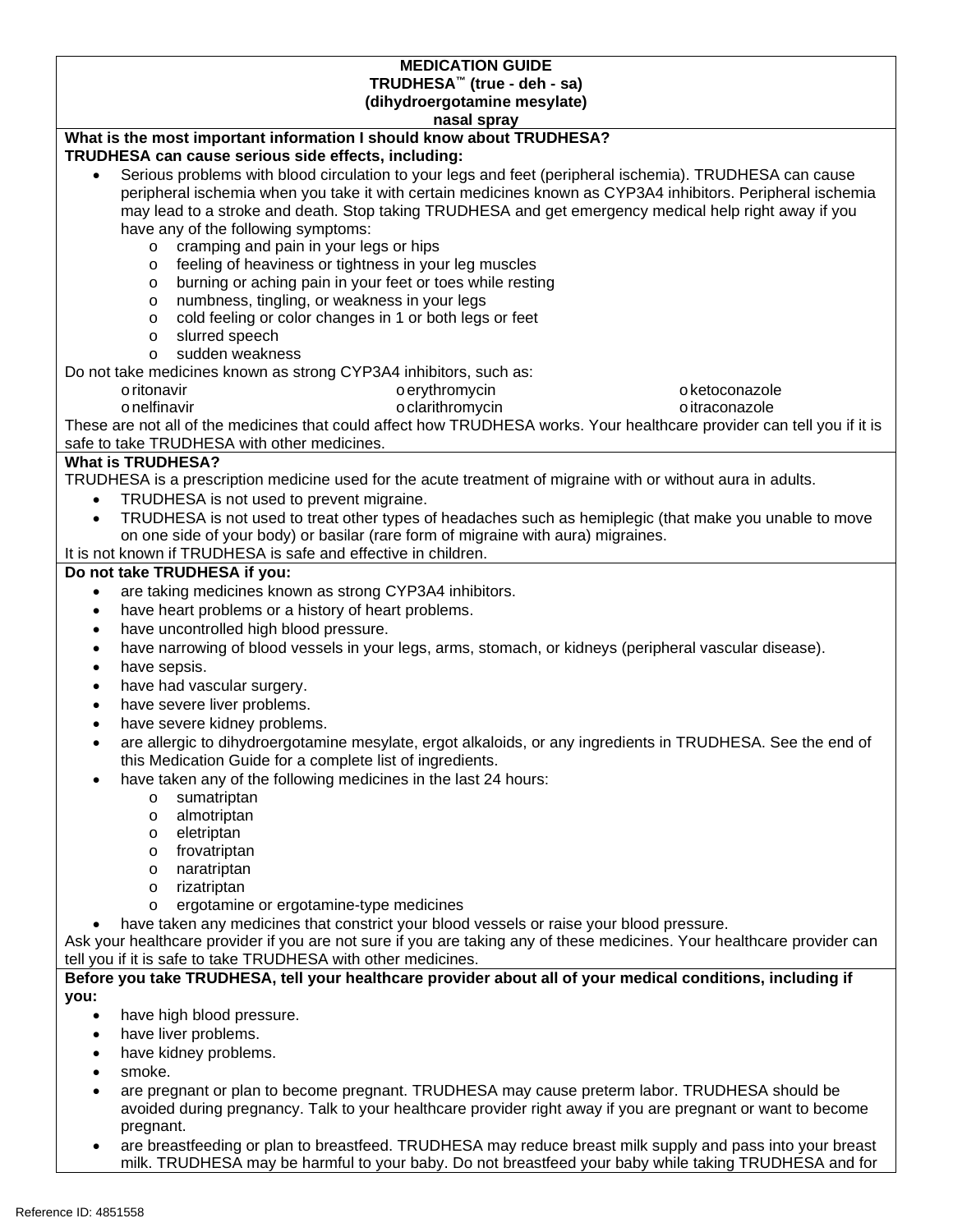**MEDICATION GUIDE**
**TRUDHESA™ (true - deh - sa)**
**(dihydroergotamine mesylate)**
**nasal spray**

**What is the most important information I should know about TRUDHESA?**

**TRUDHESA can cause serious side effects, including:**

- Serious problems with blood circulation to your legs and feet (peripheral ischemia). TRUDHESA can cause peripheral ischemia when you take it with certain medicines known as CYP3A4 inhibitors. Peripheral ischemia may lead to a stroke and death. Stop taking TRUDHESA and get emergency medical help right away if you have any of the following symptoms:
  - cramping and pain in your legs or hips
  - feeling of heaviness or tightness in your leg muscles
  - burning or aching pain in your feet or toes while resting
  - numbness, tingling, or weakness in your legs
  - cold feeling or color changes in 1 or both legs or feet
  - slurred speech
  - sudden weakness

Do not take medicines known as strong CYP3A4 inhibitors, such as:

- ritonavir
- nelfinavir
- erythromycin
- clarithromycin
- ketoconazole
- itraconazole

These are not all of the medicines that could affect how TRUDHESA works. Your healthcare provider can tell you if it is safe to take TRUDHESA with other medicines.

**What is TRUDHESA?**

TRUDHESA is a prescription medicine used for the acute treatment of migraine with or without aura in adults.

- TRUDHESA is not used to prevent migraine.
- TRUDHESA is not used to treat other types of headaches such as hemiplegic (that make you unable to move on one side of your body) or basilar (rare form of migraine with aura) migraines.

It is not known if TRUDHESA is safe and effective in children.

**Do not take TRUDHESA if you:**

- are taking medicines known as strong CYP3A4 inhibitors.
- have heart problems or a history of heart problems.
- have uncontrolled high blood pressure.
- have narrowing of blood vessels in your legs, arms, stomach, or kidneys (peripheral vascular disease).
- have sepsis.
- have had vascular surgery.
- have severe liver problems.
- have severe kidney problems.
- are allergic to dihydroergotamine mesylate, ergot alkaloids, or any ingredients in TRUDHESA. See the end of this Medication Guide for a complete list of ingredients.
- have taken any of the following medicines in the last 24 hours:
  - sumatriptan
  - almotriptan
  - eletriptan
  - frovatriptan
  - naratriptan
  - rizatriptan
  - ergotamine or ergotamine-type medicines
- have taken any medicines that constrict your blood vessels or raise your blood pressure.

Ask your healthcare provider if you are not sure if you are taking any of these medicines. Your healthcare provider can tell you if it is safe to take TRUDHESA with other medicines.

**Before you take TRUDHESA, tell your healthcare provider about all of your medical conditions, including if you:**

- have high blood pressure.
- have liver problems.
- have kidney problems.
- smoke.
- are pregnant or plan to become pregnant. TRUDHESA may cause preterm labor. TRUDHESA should be avoided during pregnancy. Talk to your healthcare provider right away if you are pregnant or want to become pregnant.
- are breastfeeding or plan to breastfeed. TRUDHESA may reduce breast milk supply and pass into your breast milk. TRUDHESA may be harmful to your baby. Do not breastfeed your baby while taking TRUDHESA and for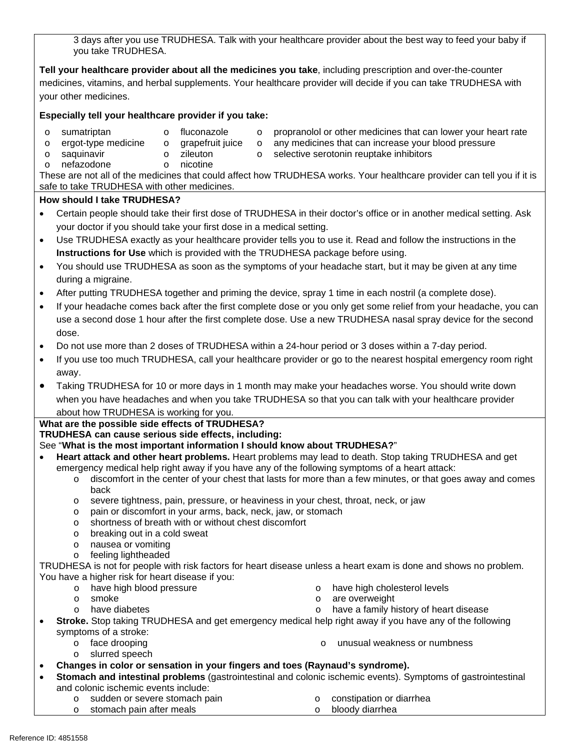3 days after you use TRUDHESA. Talk with your healthcare provider about the best way to feed your baby if you take TRUDHESA.

**Tell your healthcare provider about all the medicines you take**, including prescription and over-the-counter medicines, vitamins, and herbal supplements. Your healthcare provider will decide if you can take TRUDHESA with your other medicines.

**Especially tell your healthcare provider if you take:**

- sumatriptan
- ergot-type medicine
- saquinavir
- nefazodone
- fluconazole
- grapefruit juice
- zileuton
- nicotine
- propranolol or other medicines that can lower your heart rate
- any medicines that can increase your blood pressure
- selective serotonin reuptake inhibitors

These are not all of the medicines that could affect how TRUDHESA works. Your healthcare provider can tell you if it is safe to take TRUDHESA with other medicines.

**How should I take TRUDHESA?**

- Certain people should take their first dose of TRUDHESA in their doctor's office or in another medical setting. Ask your doctor if you should take your first dose in a medical setting.
- Use TRUDHESA exactly as your healthcare provider tells you to use it. Read and follow the instructions in the **Instructions for Use** which is provided with the TRUDHESA package before using.
- You should use TRUDHESA as soon as the symptoms of your headache start, but it may be given at any time during a migraine.
- After putting TRUDHESA together and priming the device, spray 1 time in each nostril (a complete dose).
- If your headache comes back after the first complete dose or you only get some relief from your headache, you can use a second dose 1 hour after the first complete dose. Use a new TRUDHESA nasal spray device for the second dose.
- Do not use more than 2 doses of TRUDHESA within a 24-hour period or 3 doses within a 7-day period.
- If you use too much TRUDHESA, call your healthcare provider or go to the nearest hospital emergency room right away.
- Taking TRUDHESA for 10 or more days in 1 month may make your headaches worse. You should write down when you have headaches and when you take TRUDHESA so that you can talk with your healthcare provider about how TRUDHESA is working for you.

**What are the possible side effects of TRUDHESA?**
**TRUDHESA can cause serious side effects, including:**
See "**What is the most important information I should know about TRUDHESA?**"

- **Heart attack and other heart problems.** Heart problems may lead to death. Stop taking TRUDHESA and get emergency medical help right away if you have any of the following symptoms of a heart attack:
  - discomfort in the center of your chest that lasts for more than a few minutes, or that goes away and comes back
  - severe tightness, pain, pressure, or heaviness in your chest, throat, neck, or jaw
  - pain or discomfort in your arms, back, neck, jaw, or stomach
  - shortness of breath with or without chest discomfort
  - breaking out in a cold sweat
  - nausea or vomiting
  - feeling lightheaded

TRUDHESA is not for people with risk factors for heart disease unless a heart exam is done and shows no problem. You have a higher risk for heart disease if you:

  - have high blood pressure
  - smoke
  - have diabetes
  - have high cholesterol levels
  - are overweight
  - have a family history of heart disease

- **Stroke.** Stop taking TRUDHESA and get emergency medical help right away if you have any of the following symptoms of a stroke:
  - face drooping
  - slurred speech
  - unusual weakness or numbness
- **Changes in color or sensation in your fingers and toes (Raynaud's syndrome).**
- **Stomach and intestinal problems** (gastrointestinal and colonic ischemic events). Symptoms of gastrointestinal and colonic ischemic events include:
  - sudden or severe stomach pain
  - stomach pain after meals
  - constipation or diarrhea
  - bloody diarrhea

Reference ID: 4851558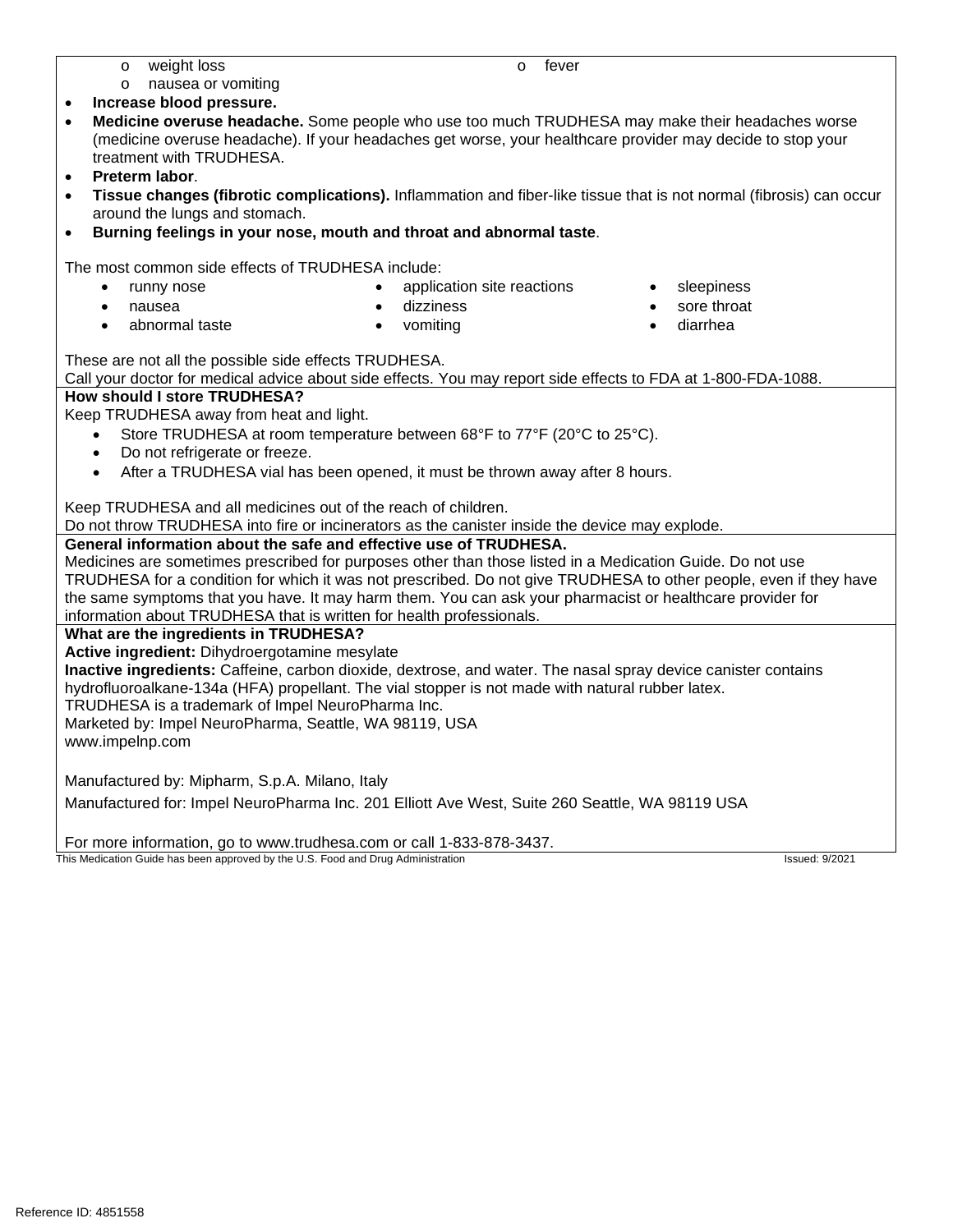- weight loss
- fever
- nausea or vomiting

- **Increase blood pressure.**
- **Medicine overuse headache.** Some people who use too much TRUDHESA may make their headaches worse (medicine overuse headache). If your headaches get worse, your healthcare provider may decide to stop your treatment with TRUDHESA.
- **Preterm labor**.
- **Tissue changes (fibrotic complications).** Inflammation and fiber-like tissue that is not normal (fibrosis) can occur around the lungs and stomach.
- **Burning feelings in your nose, mouth and throat and abnormal taste**.

The most common side effects of TRUDHESA include:

- runny nose
- nausea
- abnormal taste
- application site reactions
- dizziness
- vomiting
- sleepiness
- sore throat
- diarrhea

These are not all the possible side effects TRUDHESA.
Call your doctor for medical advice about side effects. You may report side effects to FDA at 1-800-FDA-1088.

**How should I store TRUDHESA?**

Keep TRUDHESA away from heat and light.

- Store TRUDHESA at room temperature between 68°F to 77°F (20°C to 25°C).
- Do not refrigerate or freeze.
- After a TRUDHESA vial has been opened, it must be thrown away after 8 hours.

Keep TRUDHESA and all medicines out of the reach of children.
Do not throw TRUDHESA into fire or incinerators as the canister inside the device may explode.

**General information about the safe and effective use of TRUDHESA.**

Medicines are sometimes prescribed for purposes other than those listed in a Medication Guide. Do not use TRUDHESA for a condition for which it was not prescribed. Do not give TRUDHESA to other people, even if they have the same symptoms that you have. It may harm them. You can ask your pharmacist or healthcare provider for information about TRUDHESA that is written for health professionals.

**What are the ingredients in TRUDHESA?**

**Active ingredient:** Dihydroergotamine mesylate
**Inactive ingredients:** Caffeine, carbon dioxide, dextrose, and water. The nasal spray device canister contains hydrofluoroalkane-134a (HFA) propellant. The vial stopper is not made with natural rubber latex.
TRUDHESA is a trademark of Impel NeuroPharma Inc.
Marketed by: Impel NeuroPharma, Seattle, WA 98119, USA
www.impelnp.com

Manufactured by: Mipharm, S.p.A. Milano, Italy

Manufactured for: Impel NeuroPharma Inc. 201 Elliott Ave West, Suite 260 Seattle, WA 98119 USA

For more information, go to www.trudhesa.com or call 1-833-878-3437.

This Medication Guide has been approved by the U.S. Food and Drug Administration　　Issued: 9/2021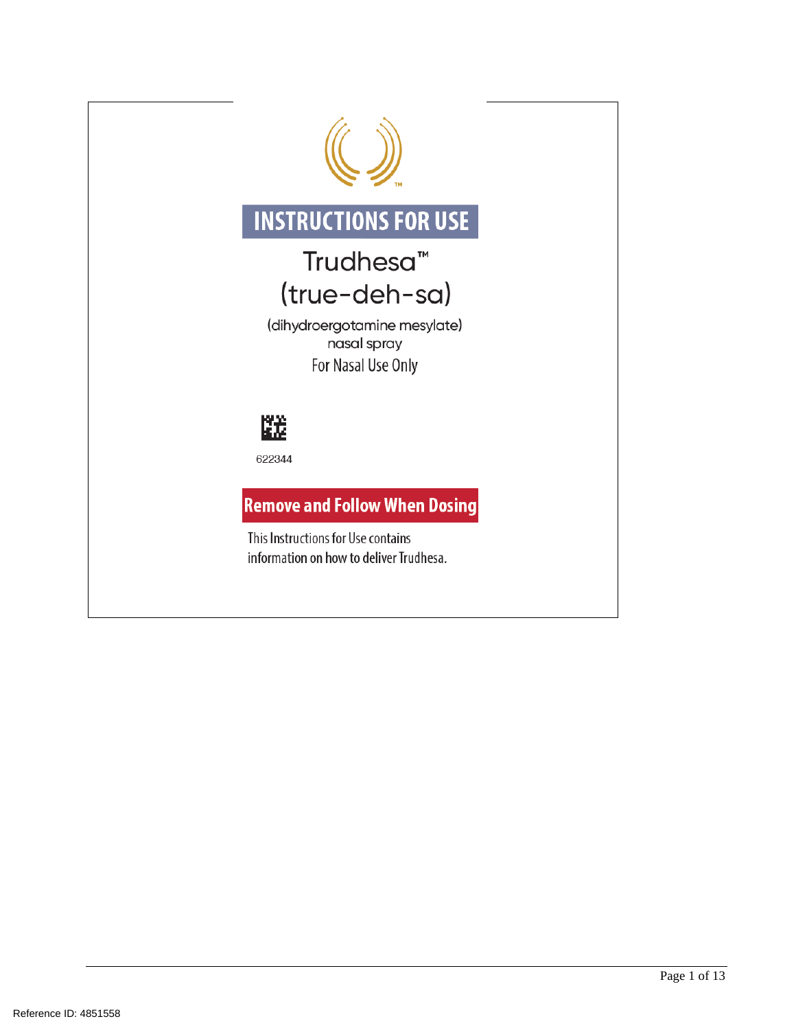# INSTRUCTIONS FOR USE

## Trudhesa™ (true-deh-sa)

(dihydroergotamine mesylate)
nasal spray

For Nasal Use Only

622344

**Remove and Follow When Dosing**

This Instructions for Use contains information on how to deliver Trudhesa.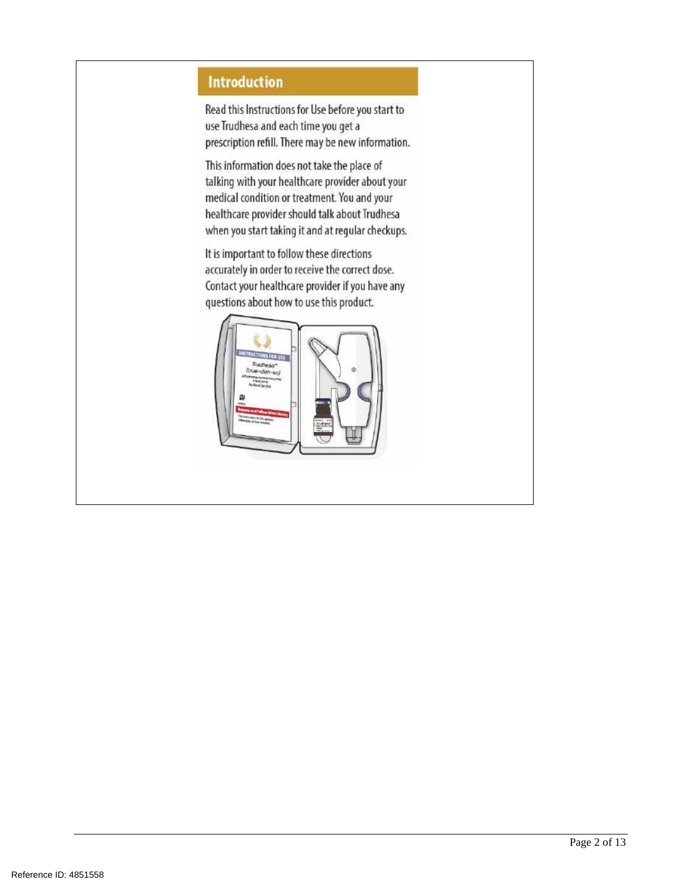## Introduction

Read this Instructions for Use before you start to use Trudhesa and each time you get a prescription refill. There may be new information.

This information does not take the place of talking with your healthcare provider about your medical condition or treatment. You and your healthcare provider should talk about Trudhesa when you start taking it and at regular checkups.

It is important to follow these directions accurately in order to receive the correct dose. Contact your healthcare provider if you have any questions about how to use this product.

Reference ID: 4851558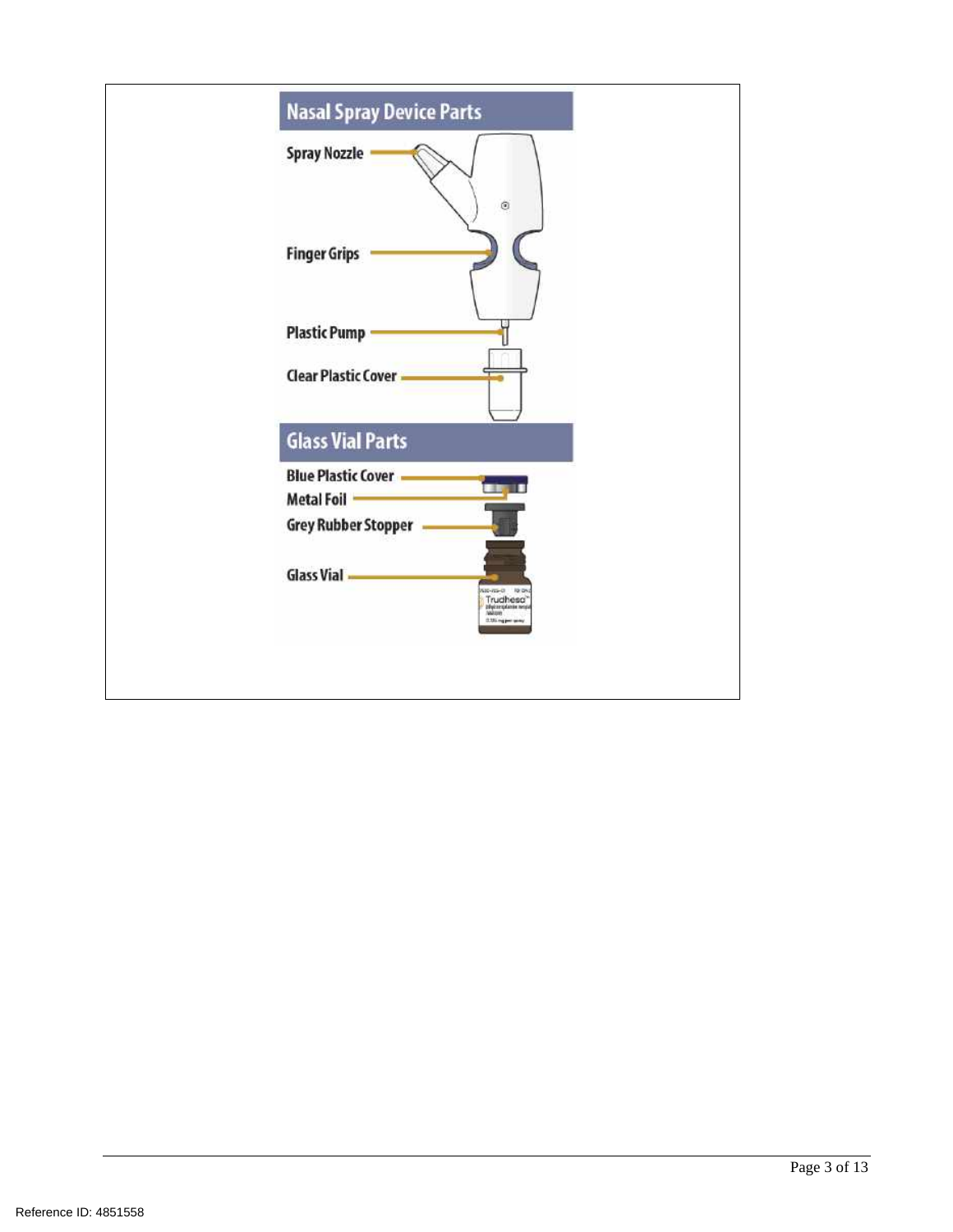## Nasal Spray Device Parts

- Spray Nozzle
- Finger Grips
- Plastic Pump
- Clear Plastic Cover

## Glass Vial Parts

- Blue Plastic Cover
- Metal Foil
- Grey Rubber Stopper
- Glass Vial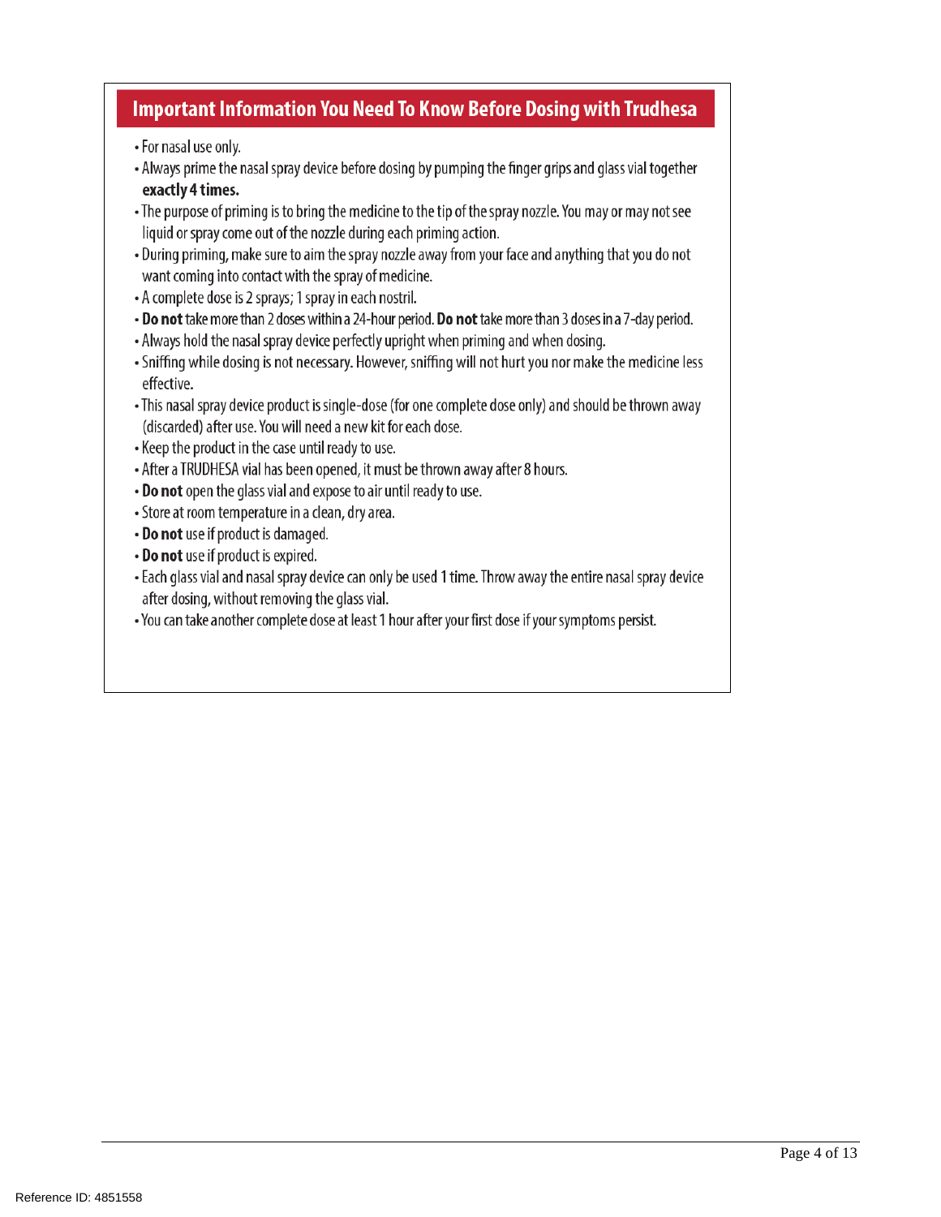## Important Information You Need To Know Before Dosing with Trudhesa

- For nasal use only.
- Always prime the nasal spray device before dosing by pumping the finger grips and glass vial together **exactly 4 times.**
- The purpose of priming is to bring the medicine to the tip of the spray nozzle. You may or may not see liquid or spray come out of the nozzle during each priming action.
- During priming, make sure to aim the spray nozzle away from your face and anything that you do not want coming into contact with the spray of medicine.
- A complete dose is 2 sprays; 1 spray in each nostril.
- **Do not** take more than 2 doses within a 24-hour period. **Do not** take more than 3 doses in a 7-day period.
- Always hold the nasal spray device perfectly upright when priming and when dosing.
- Sniffing while dosing is not necessary. However, sniffing will not hurt you nor make the medicine less effective.
- This nasal spray device product is single-dose (for one complete dose only) and should be thrown away (discarded) after use. You will need a new kit for each dose.
- Keep the product in the case until ready to use.
- After a TRUDHESA vial has been opened, it must be thrown away after 8 hours.
- **Do not** open the glass vial and expose to air until ready to use.
- Store at room temperature in a clean, dry area.
- **Do not** use if product is damaged.
- **Do not** use if product is expired.
- Each glass vial and nasal spray device can only be used 1 time. Throw away the entire nasal spray device after dosing, without removing the glass vial.
- You can take another complete dose at least 1 hour after your first dose if your symptoms persist.

Reference ID: 4851558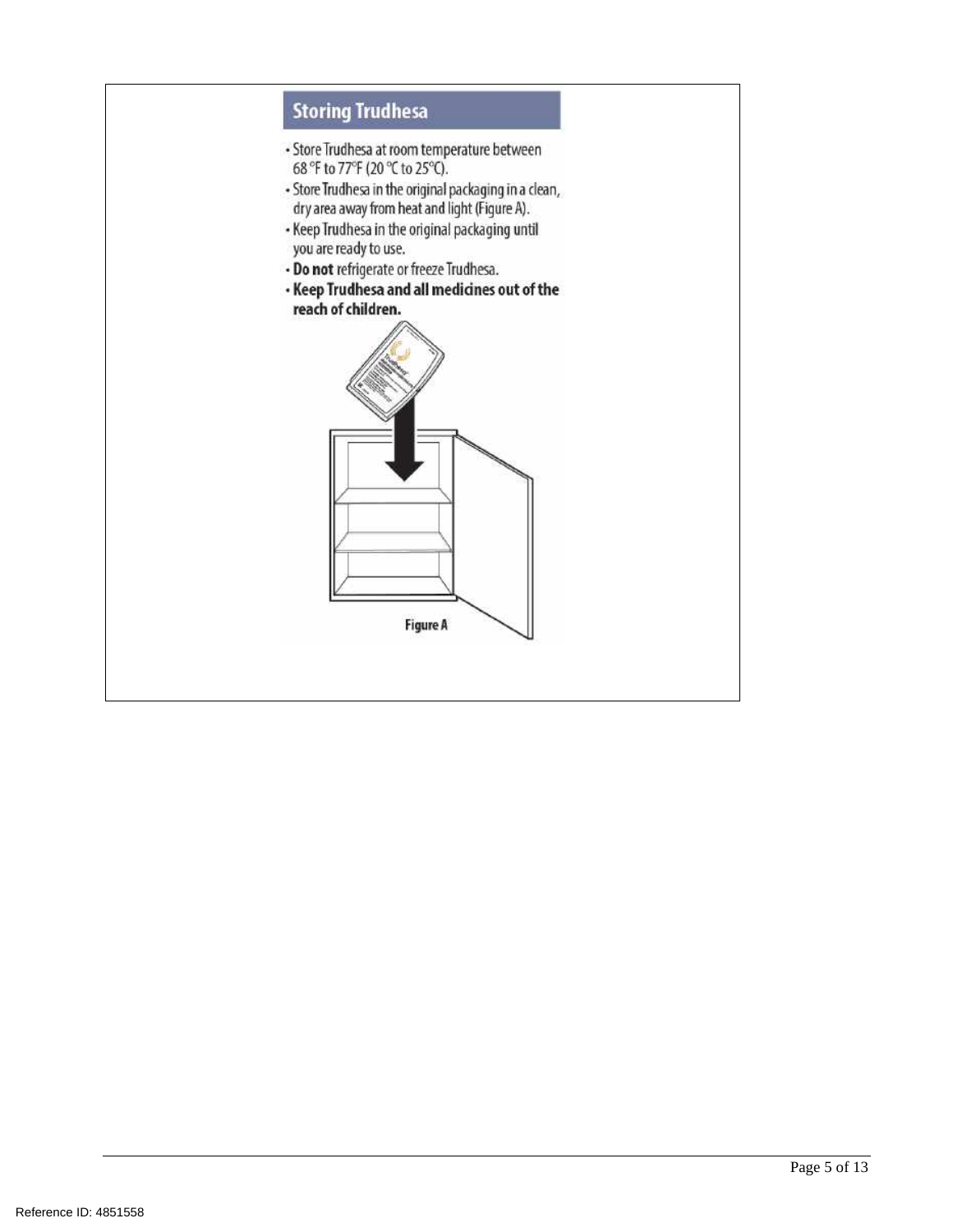## Storing Trudhesa

- Store Trudhesa at room temperature between 68 °F to 77°F (20 °C to 25°C).
- Store Trudhesa in the original packaging in a clean, dry area away from heat and light (Figure A).
- Keep Trudhesa in the original packaging until you are ready to use.
- **Do not** refrigerate or freeze Trudhesa.
- **Keep Trudhesa and all medicines out of the reach of children.**

Figure A

Reference ID: 4851558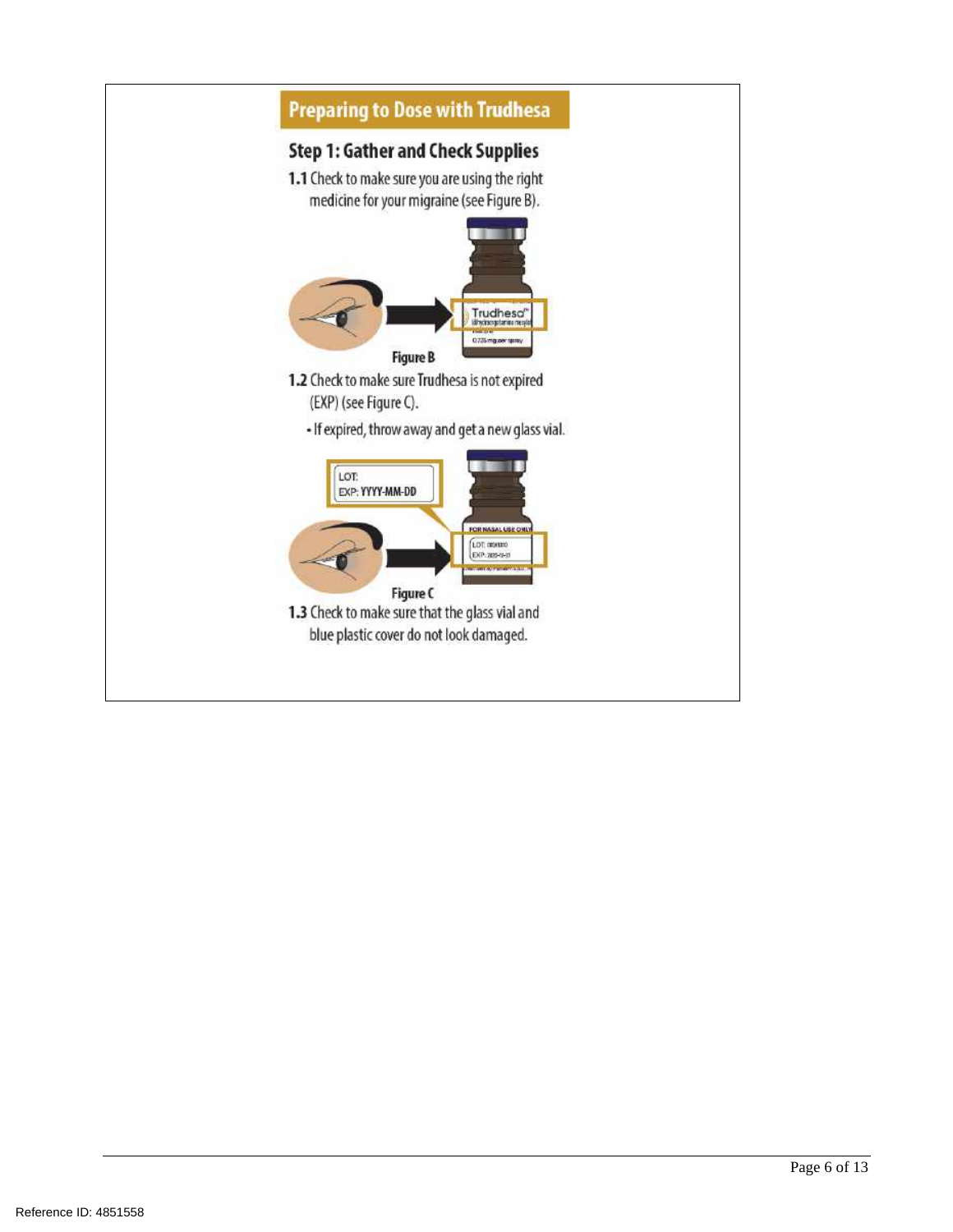## Preparing to Dose with Trudhesa

### Step 1: Gather and Check Supplies

**1.1** Check to make sure you are using the right medicine for your migraine (see Figure B).

Figure B

**1.2** Check to make sure Trudhesa is not expired (EXP) (see Figure C).

- If expired, throw away and get a new glass vial.

Figure C

**1.3** Check to make sure that the glass vial and blue plastic cover do not look damaged.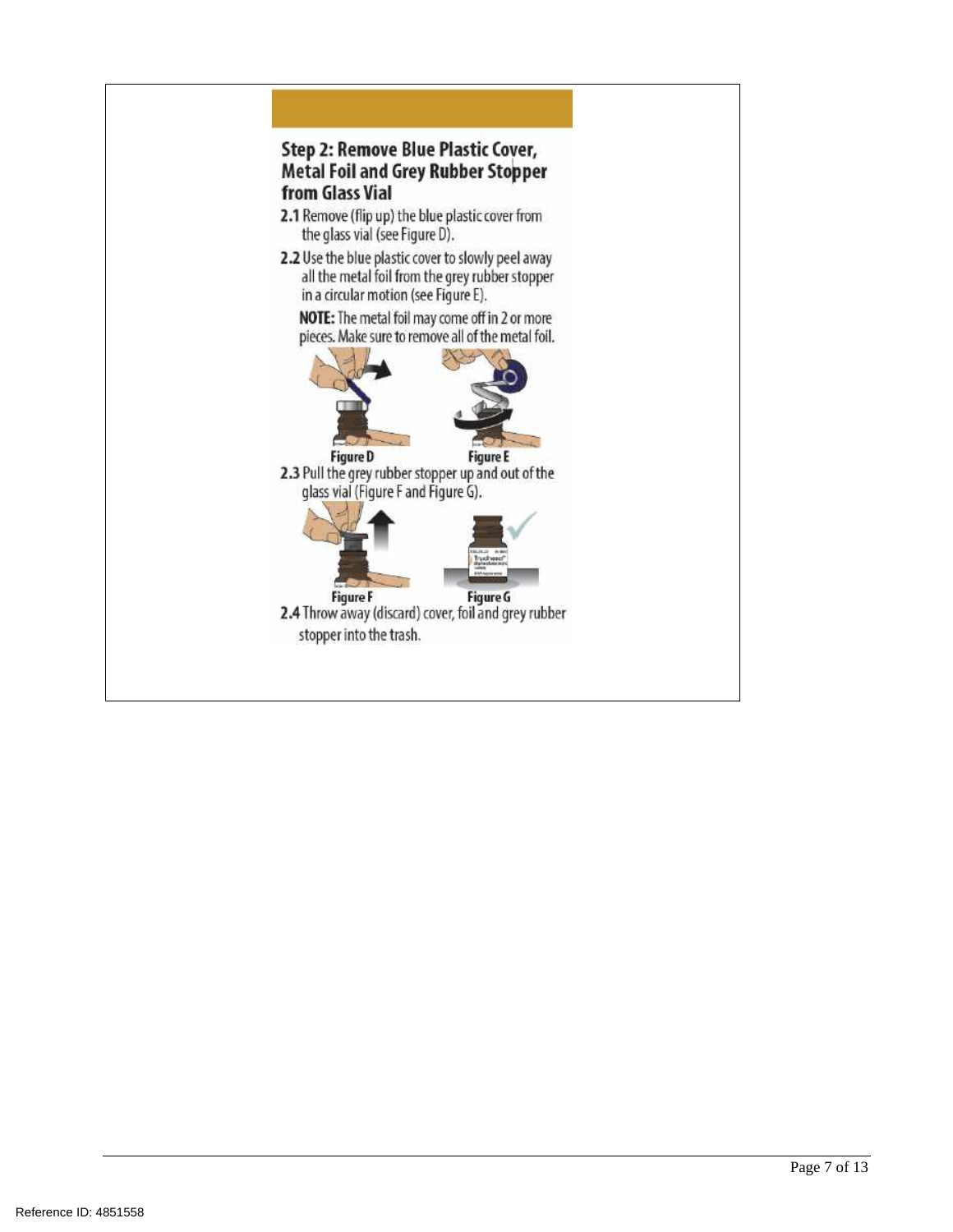### Step 2: Remove Blue Plastic Cover, Metal Foil and Grey Rubber Stopper from Glass Vial

**2.1** Remove (flip up) the blue plastic cover from the glass vial (see Figure D).

**2.2** Use the blue plastic cover to slowly peel away all the metal foil from the grey rubber stopper in a circular motion (see Figure E).

**NOTE:** The metal foil may come off in 2 or more pieces. Make sure to remove all of the metal foil.

Figure D

Figure E

**2.3** Pull the grey rubber stopper up and out of the glass vial (Figure F and Figure G).

Figure F

Figure G

**2.4** Throw away (discard) cover, foil and grey rubber stopper into the trash.

Reference ID: 4851558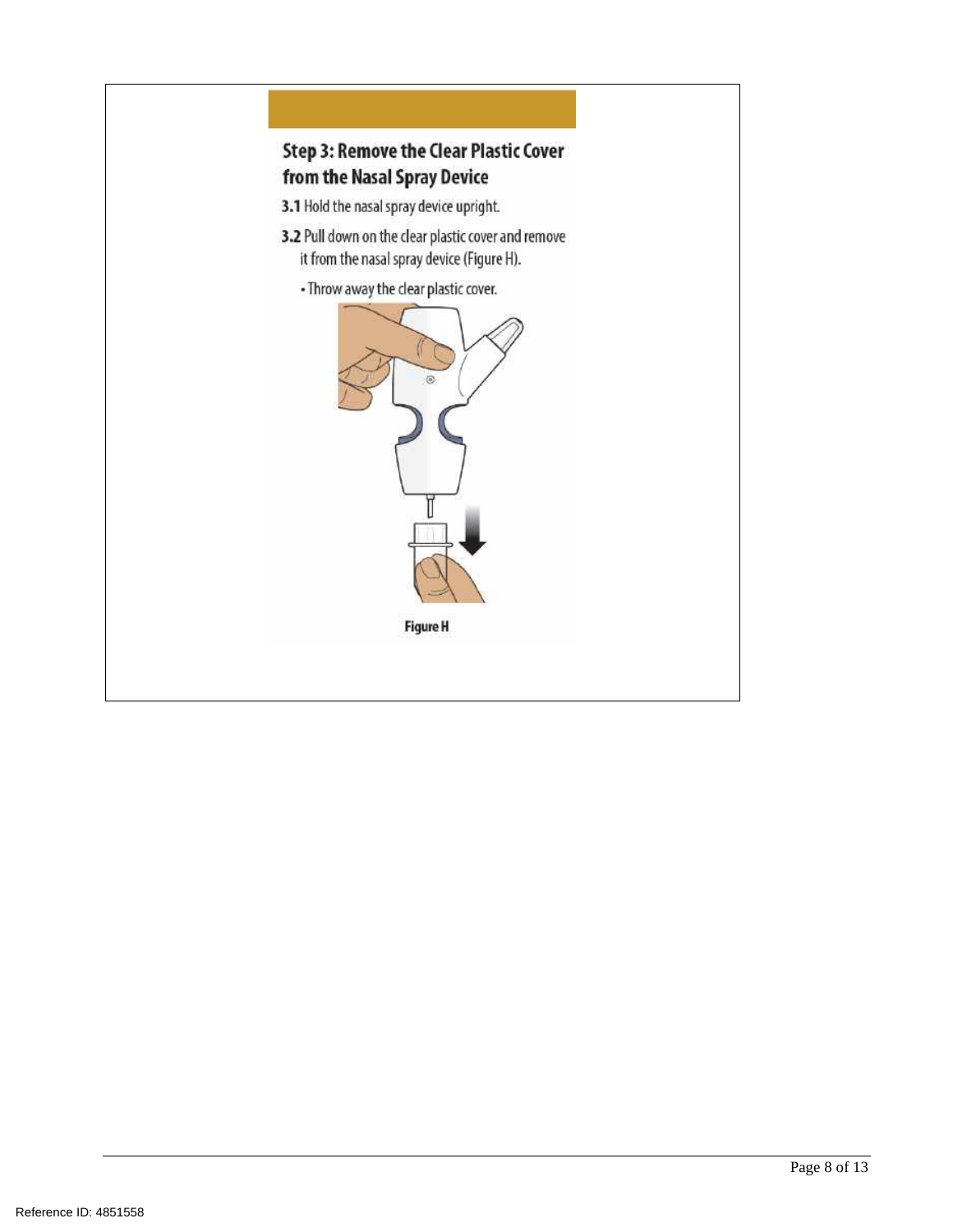### Step 3: Remove the Clear Plastic Cover from the Nasal Spray Device

**3.1** Hold the nasal spray device upright.

**3.2** Pull down on the clear plastic cover and remove it from the nasal spray device (Figure H).

- Throw away the clear plastic cover.

**Figure H**

Reference ID: 4851558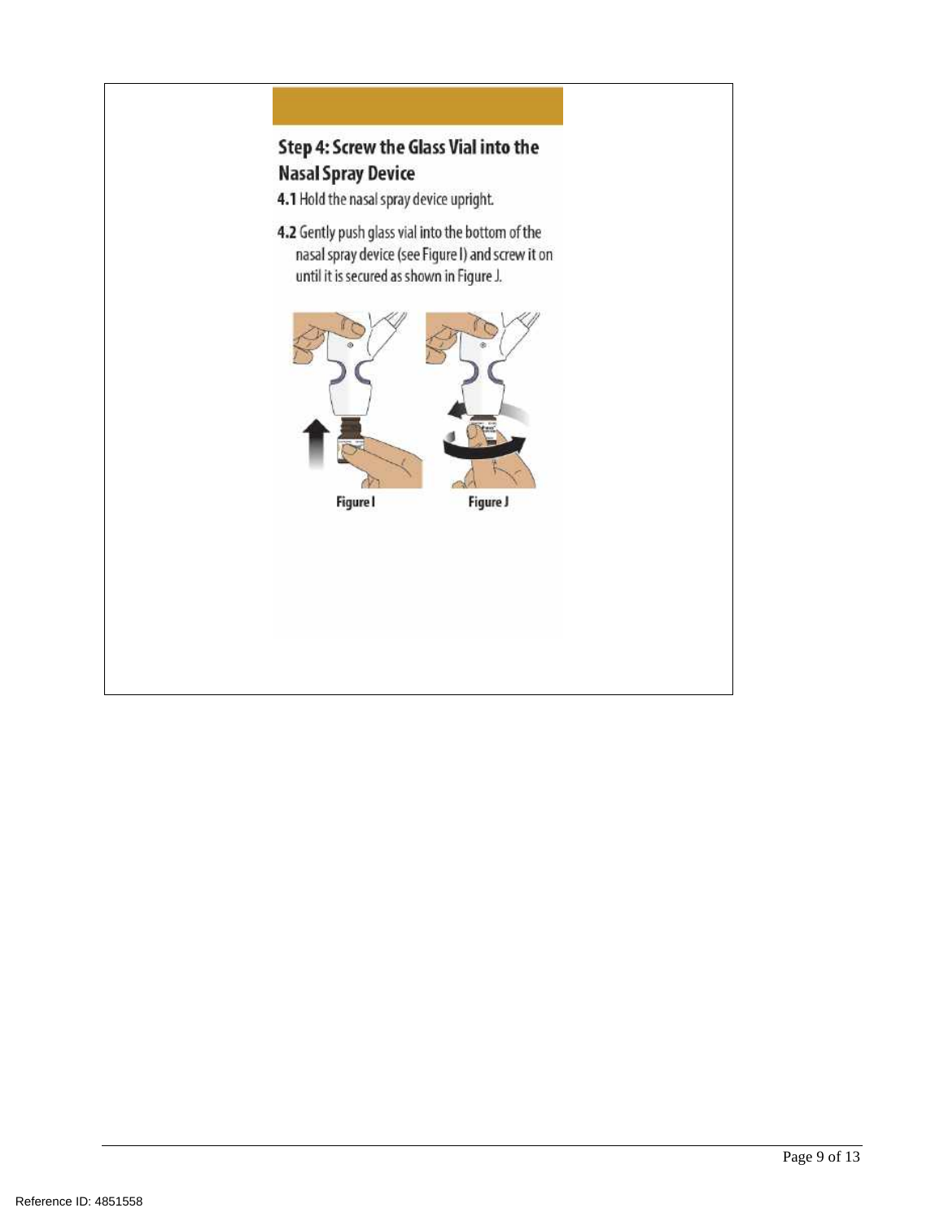## Step 4: Screw the Glass Vial into the Nasal Spray Device

**4.1** Hold the nasal spray device upright.

**4.2** Gently push glass vial into the bottom of the nasal spray device (see Figure I) and screw it on until it is secured as shown in Figure J.

Figure I

Figure J

Reference ID: 4851558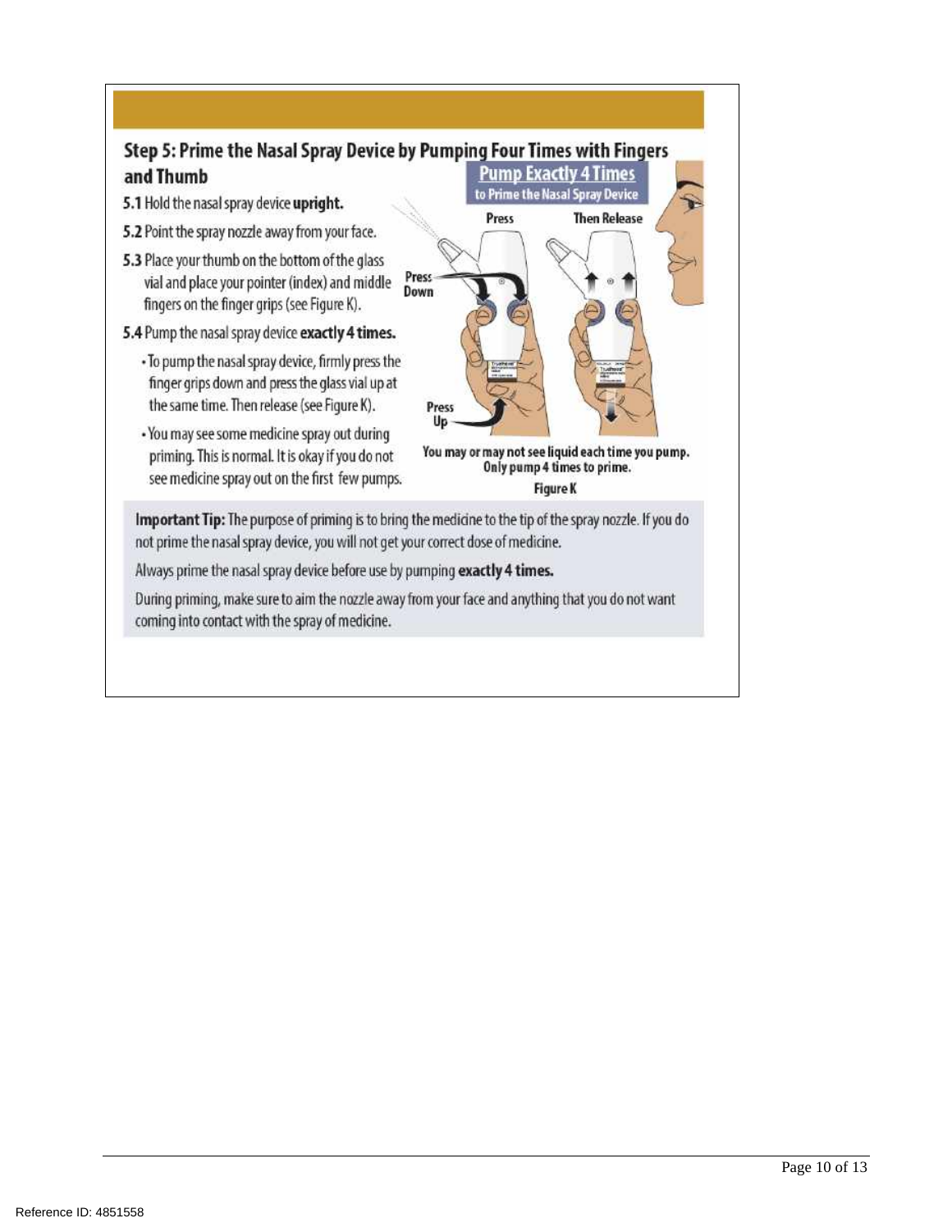## Step 5: Prime the Nasal Spray Device by Pumping Four Times with Fingers and Thumb

**5.1** Hold the nasal spray device **upright.**

**5.2** Point the spray nozzle away from your face.

**5.3** Place your thumb on the bottom of the glass vial and place your pointer (index) and middle fingers on the finger grips (see Figure K).

**5.4** Pump the nasal spray device **exactly 4 times.**

- To pump the nasal spray device, firmly press the finger grips down and press the glass vial up at the same time. Then release (see Figure K).
- You may see some medicine spray out during priming. This is normal. It is okay if you do not see medicine spray out on the first few pumps.

**Pump Exactly 4 Times** to Prime the Nasal Spray Device

Press — Then Release

Press Down

Press Up

**You may or may not see liquid each time you pump. Only pump 4 times to prime.**

**Figure K**

**Important Tip:** The purpose of priming is to bring the medicine to the tip of the spray nozzle. If you do not prime the nasal spray device, you will not get your correct dose of medicine.

Always prime the nasal spray device before use by pumping **exactly 4 times.**

During priming, make sure to aim the nozzle away from your face and anything that you do not want coming into contact with the spray of medicine.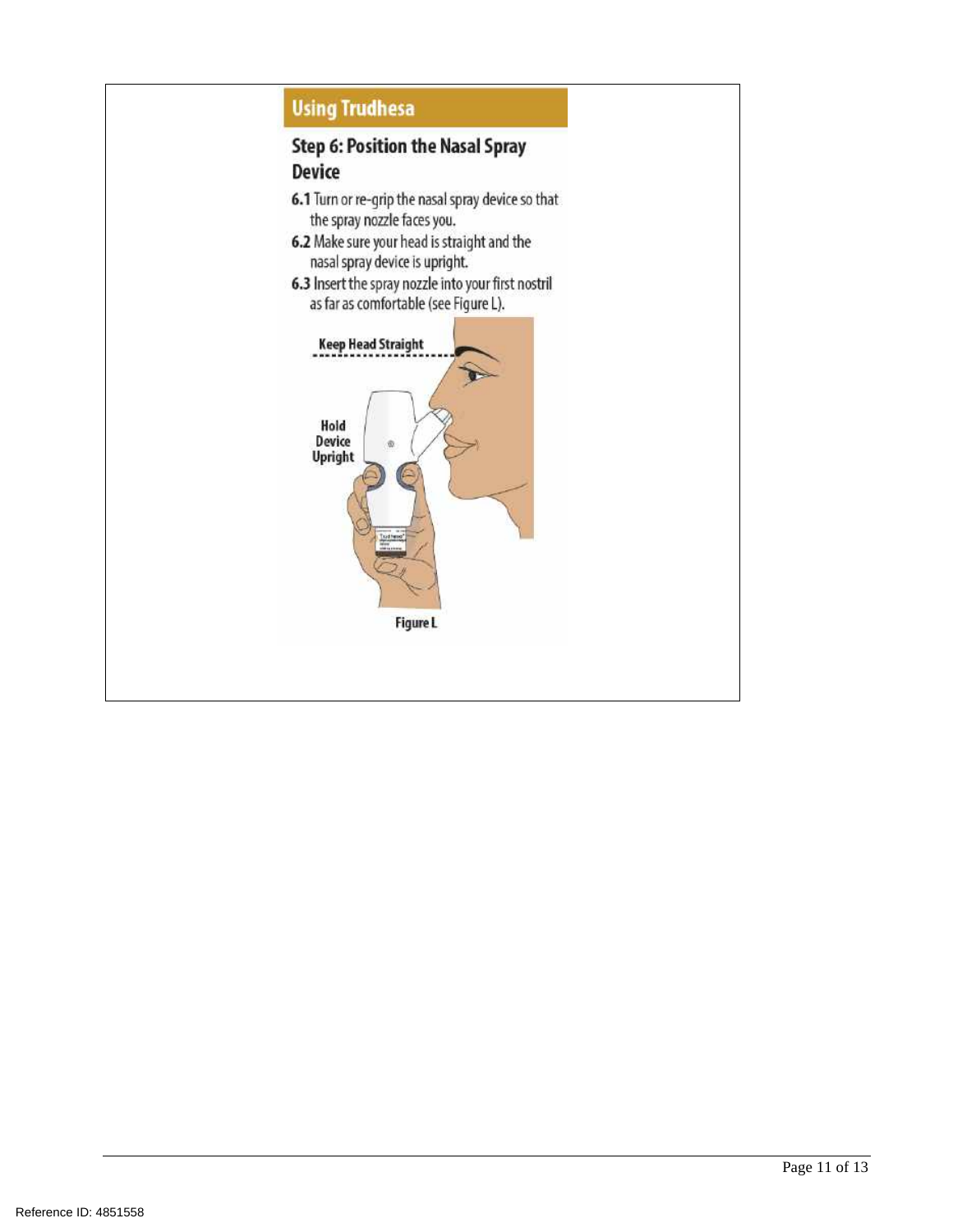## Using Trudhesa

### Step 6: Position the Nasal Spray Device

**6.1** Turn or re-grip the nasal spray device so that the spray nozzle faces you.

**6.2** Make sure your head is straight and the nasal spray device is upright.

**6.3** Insert the spray nozzle into your first nostril as far as comfortable (see Figure L).

Keep Head Straight

Hold Device Upright

Figure L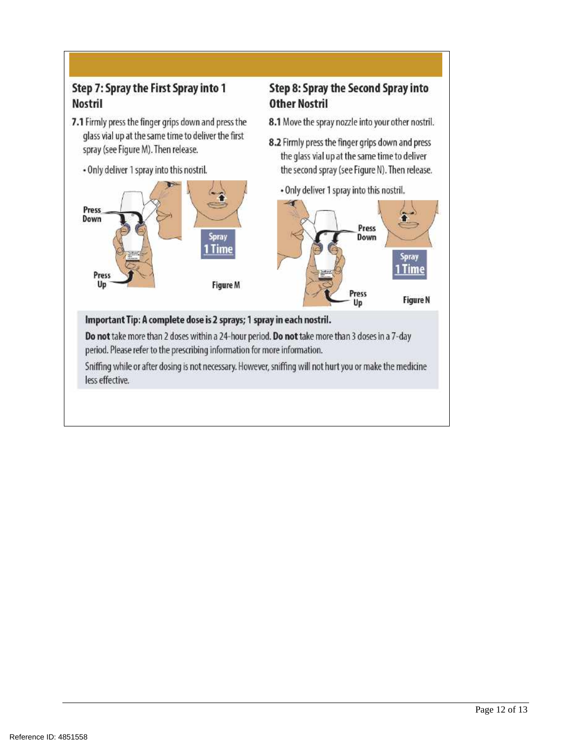### Step 7: Spray the First Spray into 1 Nostril

**7.1** Firmly press the finger grips down and press the glass vial up at the same time to deliver the first spray (see Figure M). Then release.

- Only deliver 1 spray into this nostril.

Press Down

Press Up

Spray 1 Time

Figure M

### Step 8: Spray the Second Spray into Other Nostril

**8.1** Move the spray nozzle into your other nostril.

**8.2** Firmly press the finger grips down and press the glass vial up at the same time to deliver the second spray (see Figure N). Then release.

- Only deliver 1 spray into this nostril.

Press Down

Press Up

Spray 1 Time

Figure N

**Important Tip: A complete dose is 2 sprays; 1 spray in each nostril.**

**Do not** take more than 2 doses within a 24-hour period. **Do not** take more than 3 doses in a 7-day period. Please refer to the prescribing information for more information.

Sniffing while or after dosing is not necessary. However, sniffing will not hurt you or make the medicine less effective.

Reference ID: 4851558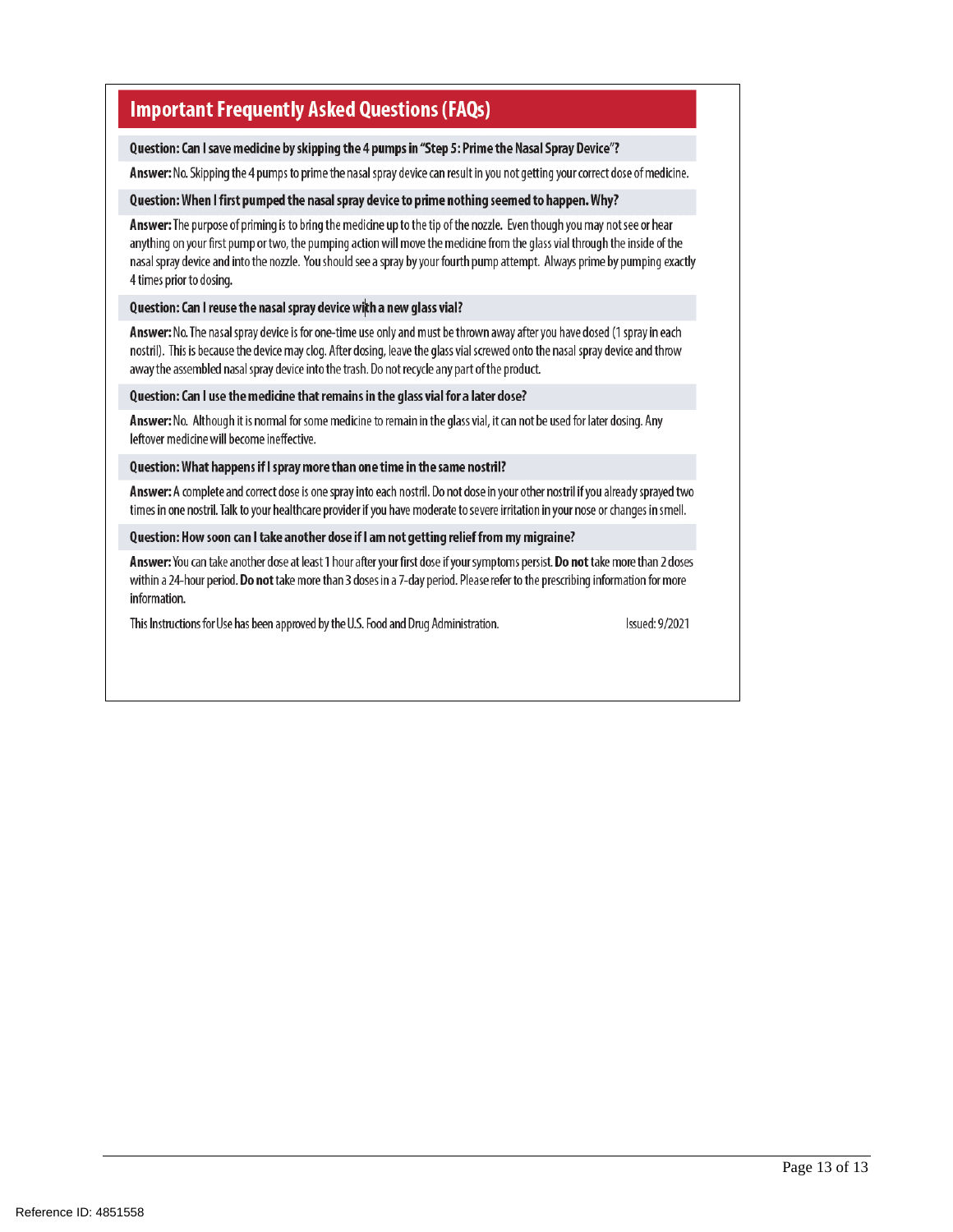## Important Frequently Asked Questions (FAQs)

**Question: Can I save medicine by skipping the 4 pumps in "Step 5: Prime the Nasal Spray Device"?**

**Answer:** No. Skipping the 4 pumps to prime the nasal spray device can result in you not getting your correct dose of medicine.

**Question: When I first pumped the nasal spray device to prime nothing seemed to happen. Why?**

**Answer:** The purpose of priming is to bring the medicine up to the tip of the nozzle. Even though you may not see or hear anything on your first pump or two, the pumping action will move the medicine from the glass vial through the inside of the nasal spray device and into the nozzle. You should see a spray by your fourth pump attempt. Always prime by pumping exactly 4 times prior to dosing.

**Question: Can I reuse the nasal spray device with a new glass vial?**

**Answer:** No. The nasal spray device is for one-time use only and must be thrown away after you have dosed (1 spray in each nostril). This is because the device may clog. After dosing, leave the glass vial screwed onto the nasal spray device and throw away the assembled nasal spray device into the trash. Do not recycle any part of the product.

**Question: Can I use the medicine that remains in the glass vial for a later dose?**

**Answer:** No. Although it is normal for some medicine to remain in the glass vial, it can not be used for later dosing. Any leftover medicine will become ineffective.

**Question: What happens if I spray more than one time in the same nostril?**

**Answer:** A complete and correct dose is one spray into each nostril. Do not dose in your other nostril if you already sprayed two times in one nostril. Talk to your healthcare provider if you have moderate to severe irritation in your nose or changes in smell.

**Question: How soon can I take another dose if I am not getting relief from my migraine?**

**Answer:** You can take another dose at least 1 hour after your first dose if your symptoms persist. **Do not** take more than 2 doses within a 24-hour period. **Do not** take more than 3 doses in a 7-day period. Please refer to the prescribing information for more information.

This Instructions for Use has been approved by the U.S. Food and Drug Administration. Issued: 9/2021

Reference ID: 4851558